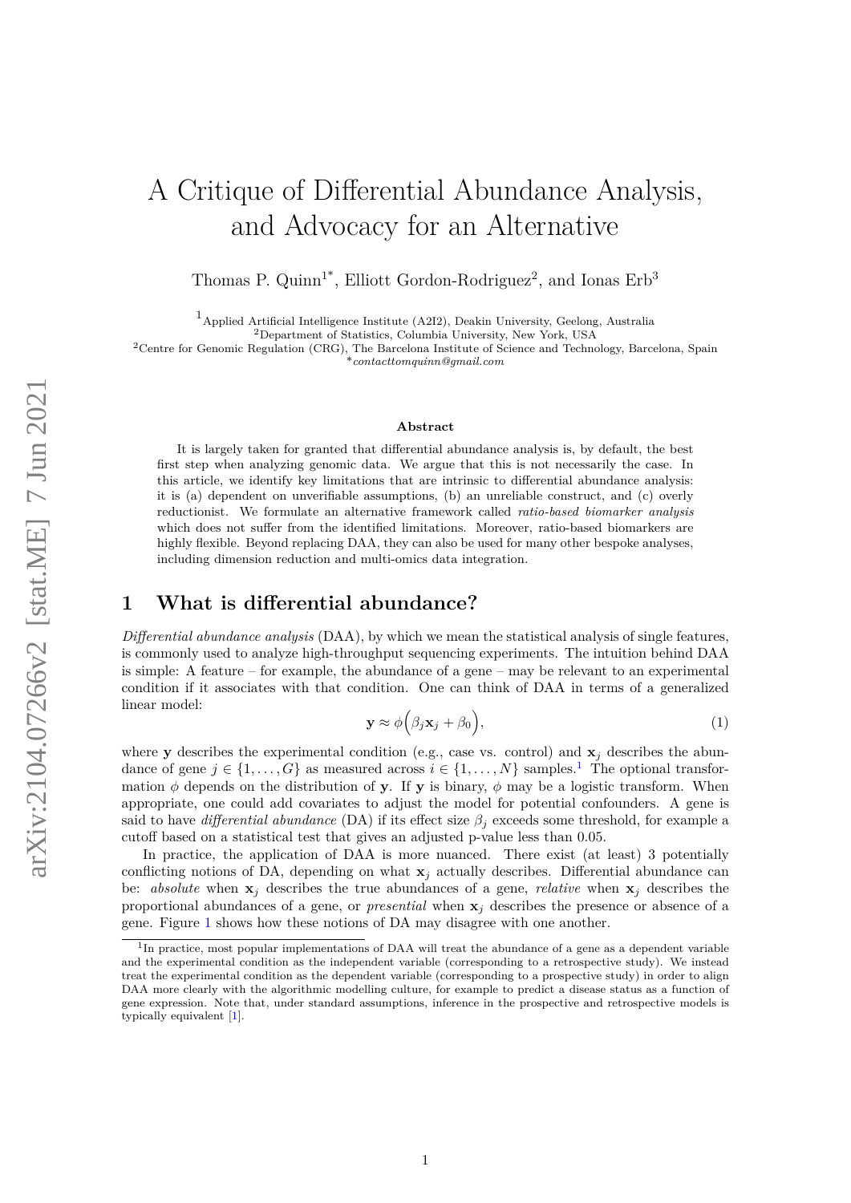# A Critique of Differential Abundance Analysis, and Advocacy for an Alternative

Thomas P. Quinn[1*], Elliott Gordon-Rodriguez[2], and Ionas Erb[3]

[1]Applied Artificial Intelligence Institute (A2I2), Deakin University, Geelong, Australia
[2]Department of Statistics, Columbia University, New York, USA
[2]Centre for Genomic Regulation (CRG), The Barcelona Institute of Science and Technology, Barcelona, Spain
*contacttomquinn@gmail.com

**Abstract**

It is largely taken for granted that differential abundance analysis is, by default, the best first step when analyzing genomic data. We argue that this is not necessarily the case. In this article, we identify key limitations that are intrinsic to differential abundance analysis: it is (a) dependent on unverifiable assumptions, (b) an unreliable construct, and (c) overly reductionist. We formulate an alternative framework called *ratio-based biomarker analysis* which does not suffer from the identified limitations. Moreover, ratio-based biomarkers are highly flexible. Beyond replacing DAA, they can also be used for many other bespoke analyses, including dimension reduction and multi-omics data integration.

## 1 What is differential abundance?

*Differential abundance analysis* (DAA), by which we mean the statistical analysis of single features, is commonly used to analyze high-throughput sequencing experiments. The intuition behind DAA is simple: A feature – for example, the abundance of a gene – may be relevant to an experimental condition if it associates with that condition. One can think of DAA in terms of a generalized linear model:

$$\mathbf{y} \approx \phi\Big(\beta_j \mathbf{x}_j + \beta_0\Big), \tag{1}$$

where $\mathbf{y}$ describes the experimental condition (e.g., case vs. control) and $\mathbf{x}_j$ describes the abundance of gene $j \in \{1, \ldots, G\}$ as measured across $i \in \{1, \ldots, N\}$ samples.[1] The optional transformation $\phi$ depends on the distribution of $\mathbf{y}$. If $\mathbf{y}$ is binary, $\phi$ may be a logistic transform. When appropriate, one could add covariates to adjust the model for potential confounders. A gene is said to have *differential abundance* (DA) if its effect size $\beta_j$ exceeds some threshold, for example a cutoff based on a statistical test that gives an adjusted p-value less than 0.05.

In practice, the application of DAA is more nuanced. There exist (at least) 3 potentially conflicting notions of DA, depending on what $\mathbf{x}_j$ actually describes. Differential abundance can be: *absolute* when $\mathbf{x}_j$ describes the true abundances of a gene, *relative* when $\mathbf{x}_j$ describes the proportional abundances of a gene, or *presential* when $\mathbf{x}_j$ describes the presence or absence of a gene. Figure 1 shows how these notions of DA may disagree with one another.

[1]In practice, most popular implementations of DAA will treat the abundance of a gene as a dependent variable and the experimental condition as the independent variable (corresponding to a retrospective study). We instead treat the experimental condition as the dependent variable (corresponding to a prospective study) in order to align DAA more clearly with the algorithmic modelling culture, for example to predict a disease status as a function of gene expression. Note that, under standard assumptions, inference in the prospective and retrospective models is typically equivalent [1].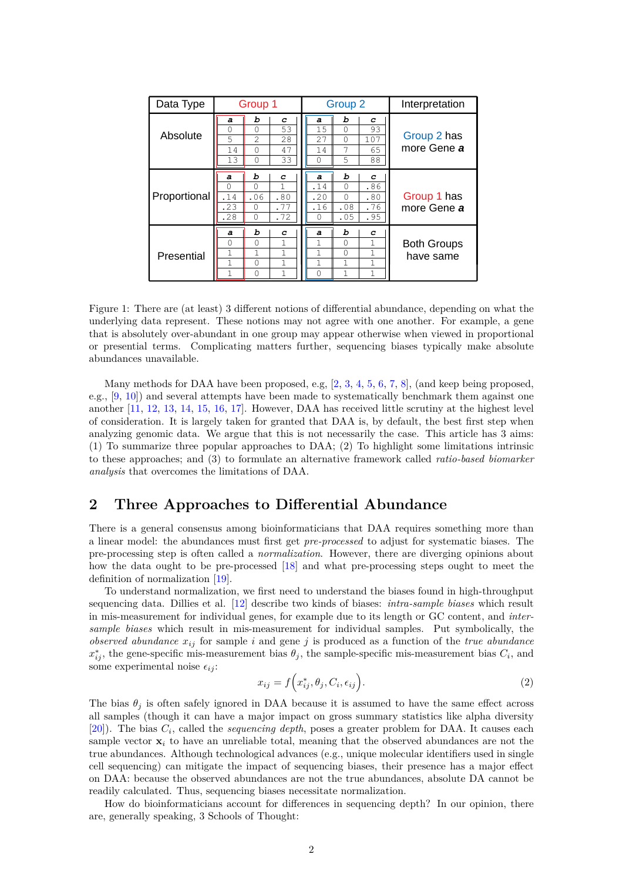| Data Type | Group 1 | | | Group 2 | | | Interpretation |
|---|---|---|---|---|---|---|---|
| | ***a*** | ***b*** | ***c*** | ***a*** | ***b*** | ***c*** | |
| Absolute | 0 | 0 | 53 | 15 | 0 | 93 | Group 2 has more Gene ***a*** |
| | 5 | 2 | 28 | 27 | 0 | 107 | |
| | 14 | 0 | 47 | 14 | 7 | 65 | |
| | 13 | 0 | 33 | 0 | 5 | 88 | |
| | ***a*** | ***b*** | ***c*** | ***a*** | ***b*** | ***c*** | |
| Proportional | 0 | 0 | 1 | .14 | 0 | .86 | Group 1 has more Gene ***a*** |
| | .14 | .06 | .80 | .20 | 0 | .80 | |
| | .23 | 0 | .77 | .16 | .08 | .76 | |
| | .28 | 0 | .72 | 0 | .05 | .95 | |
| | ***a*** | ***b*** | ***c*** | ***a*** | ***b*** | ***c*** | |
| Presential | 0 | 0 | 1 | 1 | 0 | 1 | Both Groups have same |
| | 1 | 1 | 1 | 1 | 0 | 1 | |
| | 1 | 0 | 1 | 1 | 1 | 1 | |
| | 1 | 0 | 1 | 0 | 1 | 1 | |

Figure 1: There are (at least) 3 different notions of differential abundance, depending on what the underlying data represent. These notions may not agree with one another. For example, a gene that is absolutely over-abundant in one group may appear otherwise when viewed in proportional or presential terms. Complicating matters further, sequencing biases typically make absolute abundances unavailable.

Many methods for DAA have been proposed, e.g, [2, 3, 4, 5, 6, 7, 8], (and keep being proposed, e.g., [9, 10]) and several attempts have been made to systematically benchmark them against one another [11, 12, 13, 14, 15, 16, 17]. However, DAA has received little scrutiny at the highest level of consideration. It is largely taken for granted that DAA is, by default, the best first step when analyzing genomic data. We argue that this is not necessarily the case. This article has 3 aims: (1) To summarize three popular approaches to DAA; (2) To highlight some limitations intrinsic to these approaches; and (3) to formulate an alternative framework called *ratio-based biomarker analysis* that overcomes the limitations of DAA.

## 2 Three Approaches to Differential Abundance

There is a general consensus among bioinformaticians that DAA requires something more than a linear model: the abundances must first get *pre-processed* to adjust for systematic biases. The pre-processing step is often called a *normalization*. However, there are diverging opinions about how the data ought to be pre-processed [18] and what pre-processing steps ought to meet the definition of normalization [19].

To understand normalization, we first need to understand the biases found in high-throughput sequencing data. Dillies et al. [12] describe two kinds of biases: *intra-sample biases* which result in mis-measurement for individual genes, for example due to its length or GC content, and *inter-sample biases* which result in mis-measurement for individual samples. Put symbolically, the *observed abundance* $x_{ij}$ for sample $i$ and gene $j$ is produced as a function of the *true abundance* $x^*_{ij}$, the gene-specific mis-measurement bias $\theta_j$, the sample-specific mis-measurement bias $C_i$, and some experimental noise $\epsilon_{ij}$:

$$x_{ij} = f\Big(x^*_{ij}, \theta_j, C_i, \epsilon_{ij}\Big). \tag{2}$$

The bias $\theta_j$ is often safely ignored in DAA because it is assumed to have the same effect across all samples (though it can have a major impact on gross summary statistics like alpha diversity [20]). The bias $C_i$, called the *sequencing depth*, poses a greater problem for DAA. It causes each sample vector $\mathbf{x}_i$ to have an unreliable total, meaning that the observed abundances are not the true abundances. Although technological advances (e.g., unique molecular identifiers used in single cell sequencing) can mitigate the impact of sequencing biases, their presence has a major effect on DAA: because the observed abundances are not the true abundances, absolute DA cannot be readily calculated. Thus, sequencing biases necessitate normalization.

How do bioinformaticians account for differences in sequencing depth? In our opinion, there are, generally speaking, 3 Schools of Thought: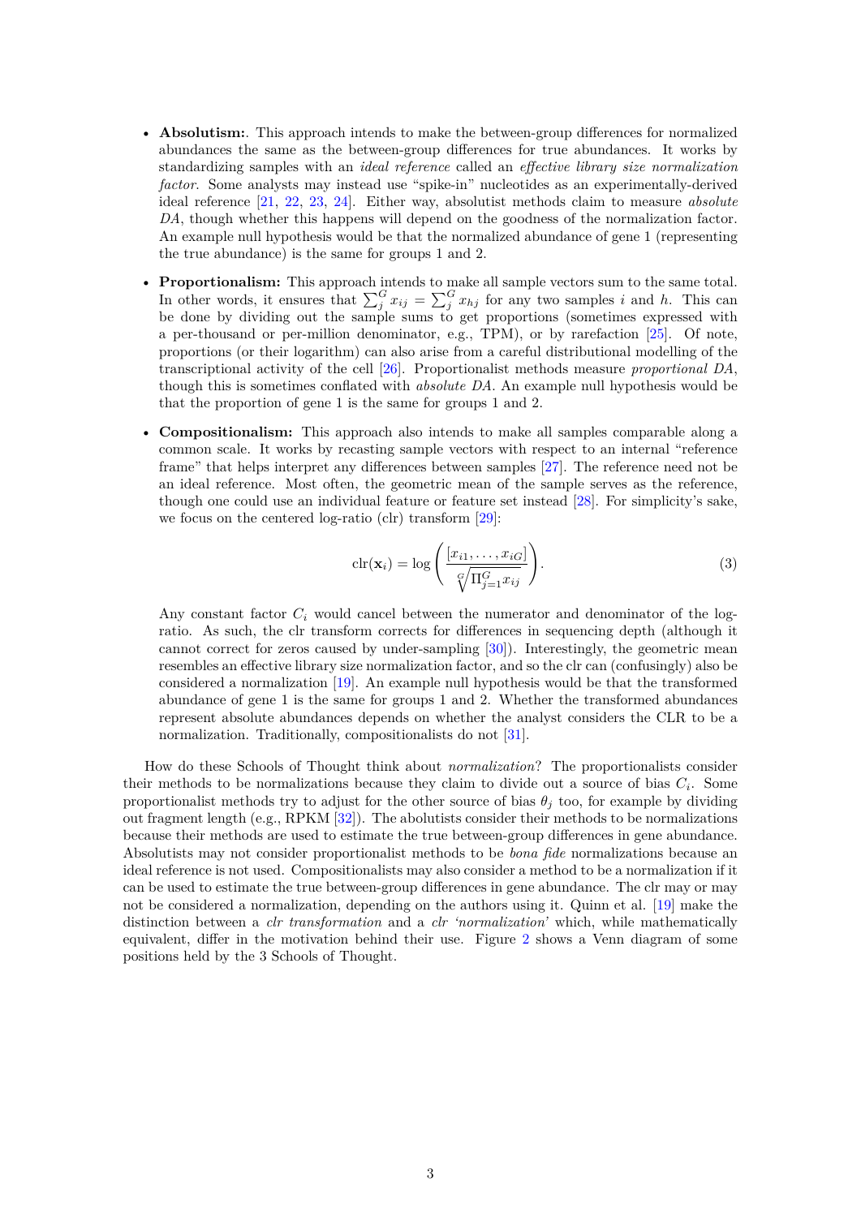- **Absolutism:**. This approach intends to make the between-group differences for normalized abundances the same as the between-group differences for true abundances. It works by standardizing samples with an *ideal reference* called an *effective library size normalization factor*. Some analysts may instead use "spike-in" nucleotides as an experimentally-derived ideal reference [21, 22, 23, 24]. Either way, absolutist methods claim to measure *absolute DA*, though whether this happens will depend on the goodness of the normalization factor. An example null hypothesis would be that the normalized abundance of gene 1 (representing the true abundance) is the same for groups 1 and 2.

- **Proportionalism:** This approach intends to make all sample vectors sum to the same total. In other words, it ensures that $\sum_j^G x_{ij} = \sum_j^G x_{hj}$ for any two samples $i$ and $h$. This can be done by dividing out the sample sums to get proportions (sometimes expressed with a per-thousand or per-million denominator, e.g., TPM), or by rarefaction [25]. Of note, proportions (or their logarithm) can also arise from a careful distributional modelling of the transcriptional activity of the cell [26]. Proportionalist methods measure *proportional DA*, though this is sometimes conflated with *absolute DA*. An example null hypothesis would be that the proportion of gene 1 is the same for groups 1 and 2.

- **Compositionalism:** This approach also intends to make all samples comparable along a common scale. It works by recasting sample vectors with respect to an internal "reference frame" that helps interpret any differences between samples [27]. The reference need not be an ideal reference. Most often, the geometric mean of the sample serves as the reference, though one could use an individual feature or feature set instead [28]. For simplicity's sake, we focus on the centered log-ratio (clr) transform [29]:

$$\text{clr}(\mathbf{x}_i) = \log\left(\frac{[x_{i1}, \ldots, x_{iG}]}{\sqrt[G]{\Pi_{j=1}^G x_{ij}}}\right). \tag{3}$$

  Any constant factor $C_i$ would cancel between the numerator and denominator of the log-ratio. As such, the clr transform corrects for differences in sequencing depth (although it cannot correct for zeros caused by under-sampling [30]). Interestingly, the geometric mean resembles an effective library size normalization factor, and so the clr can (confusingly) also be considered a normalization [19]. An example null hypothesis would be that the transformed abundance of gene 1 is the same for groups 1 and 2. Whether the transformed abundances represent absolute abundances depends on whether the analyst considers the CLR to be a normalization. Traditionally, compositionalists do not [31].

How do these Schools of Thought think about *normalization*? The proportionalists consider their methods to be normalizations because they claim to divide out a source of bias $C_i$. Some proportionalist methods try to adjust for the other source of bias $\theta_j$ too, for example by dividing out fragment length (e.g., RPKM [32]). The abolutists consider their methods to be normalizations because their methods are used to estimate the true between-group differences in gene abundance. Absolutists may not consider proportionalist methods to be *bona fide* normalizations because an ideal reference is not used. Compositionalists may also consider a method to be a normalization if it can be used to estimate the true between-group differences in gene abundance. The clr may or may not be considered a normalization, depending on the authors using it. Quinn et al. [19] make the distinction between a *clr transformation* and a *clr 'normalization'* which, while mathematically equivalent, differ in the motivation behind their use. Figure 2 shows a Venn diagram of some positions held by the 3 Schools of Thought.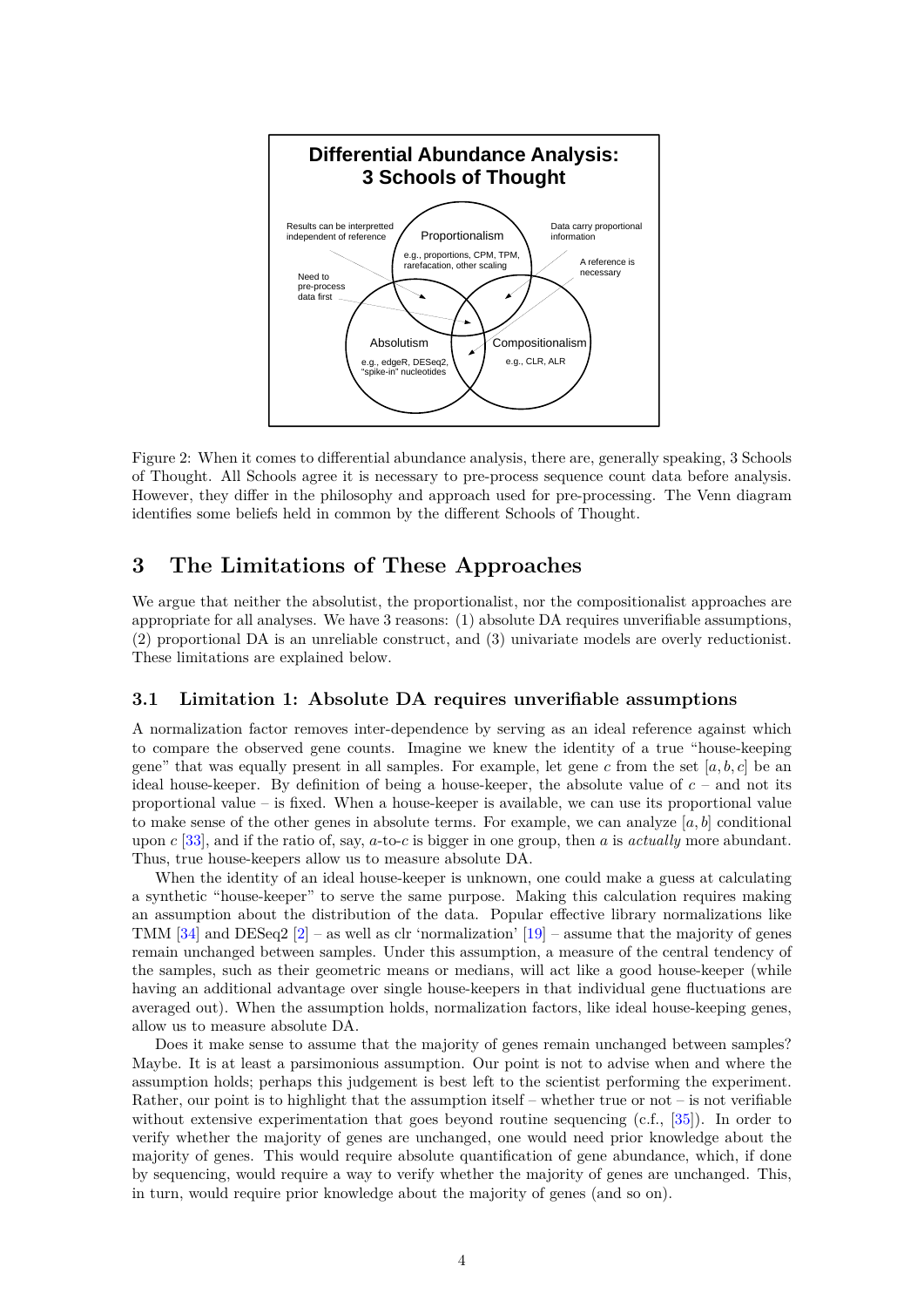Differential Abundance Analysis: 3 Schools of Thought

Proportionalism — e.g., proportions, CPM, TPM, rarefacation, other scaling

Absolutism — e.g., edgeR, DESeq2, "spike-in" nucleotides

Compositionalism — e.g., CLR, ALR

Results can be interpretted independent of reference

Need to pre-process data first

Data carry proportional information

A reference is necessary

Figure 2: When it comes to differential abundance analysis, there are, generally speaking, 3 Schools of Thought. All Schools agree it is necessary to pre-process sequence count data before analysis. However, they differ in the philosophy and approach used for pre-processing. The Venn diagram identifies some beliefs held in common by the different Schools of Thought.

## 3 The Limitations of These Approaches

We argue that neither the absolutist, the proportionalist, nor the compositionalist approaches are appropriate for all analyses. We have 3 reasons: (1) absolute DA requires unverifiable assumptions, (2) proportional DA is an unreliable construct, and (3) univariate models are overly reductionist. These limitations are explained below.

### 3.1 Limitation 1: Absolute DA requires unverifiable assumptions

A normalization factor removes inter-dependence by serving as an ideal reference against which to compare the observed gene counts. Imagine we knew the identity of a true "house-keeping gene" that was equally present in all samples. For example, let gene $c$ from the set $[a, b, c]$ be an ideal house-keeper. By definition of being a house-keeper, the absolute value of $c$ – and not its proportional value – is fixed. When a house-keeper is available, we can use its proportional value to make sense of the other genes in absolute terms. For example, we can analyze $[a, b]$ conditional upon $c$ [33], and if the ratio of, say, $a$-to-$c$ is bigger in one group, then $a$ is *actually* more abundant. Thus, true house-keepers allow us to measure absolute DA.

When the identity of an ideal house-keeper is unknown, one could make a guess at calculating a synthetic "house-keeper" to serve the same purpose. Making this calculation requires making an assumption about the distribution of the data. Popular effective library normalizations like TMM [34] and DESeq2 [2] – as well as clr 'normalization' [19] – assume that the majority of genes remain unchanged between samples. Under this assumption, a measure of the central tendency of the samples, such as their geometric means or medians, will act like a good house-keeper (while having an additional advantage over single house-keepers in that individual gene fluctuations are averaged out). When the assumption holds, normalization factors, like ideal house-keeping genes, allow us to measure absolute DA.

Does it make sense to assume that the majority of genes remain unchanged between samples? Maybe. It is at least a parsimonious assumption. Our point is not to advise when and where the assumption holds; perhaps this judgement is best left to the scientist performing the experiment. Rather, our point is to highlight that the assumption itself – whether true or not – is not verifiable without extensive experimentation that goes beyond routine sequencing (c.f., [35]). In order to verify whether the majority of genes are unchanged, one would need prior knowledge about the majority of genes. This would require absolute quantification of gene abundance, which, if done by sequencing, would require a way to verify whether the majority of genes are unchanged. This, in turn, would require prior knowledge about the majority of genes (and so on).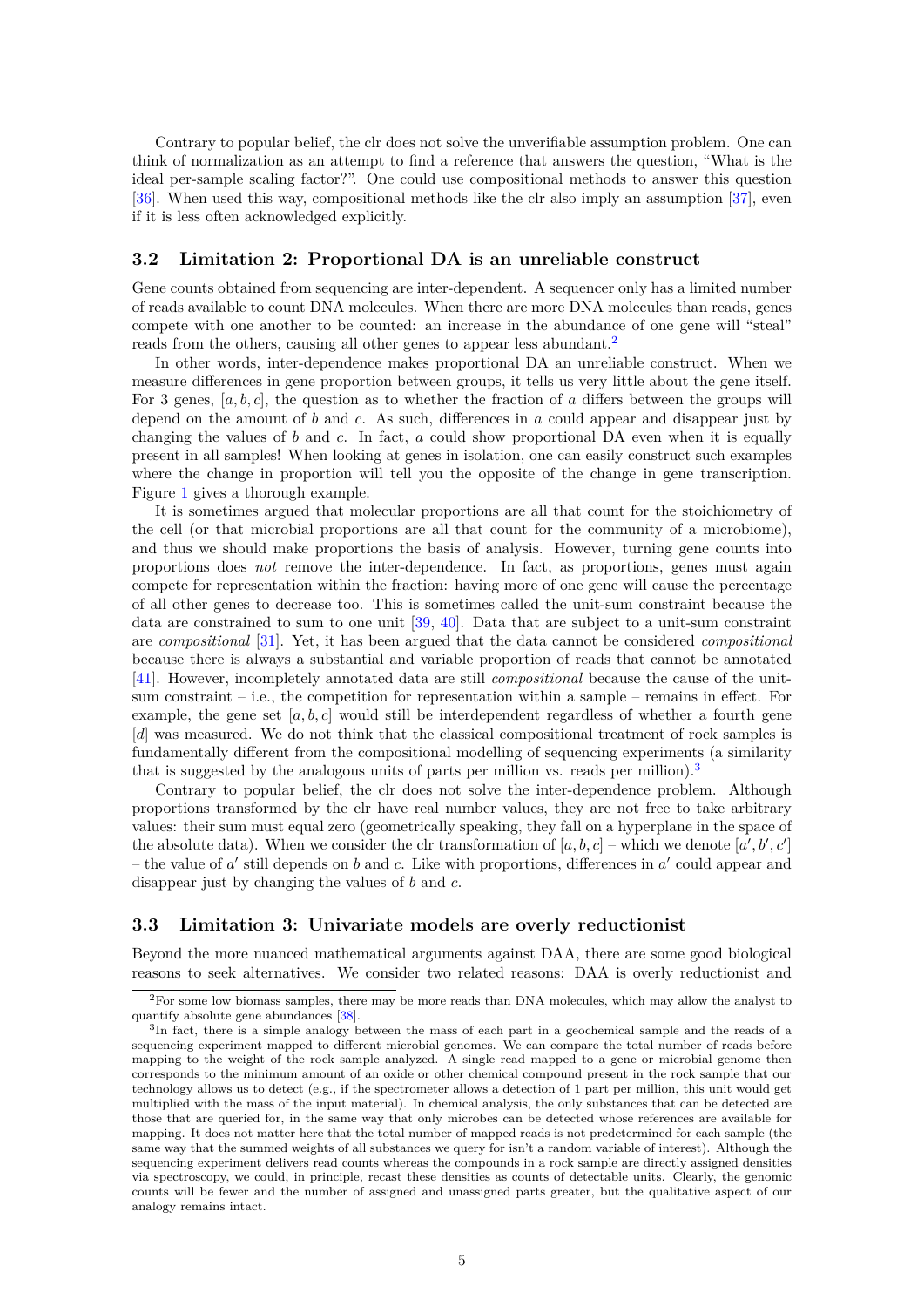Contrary to popular belief, the clr does not solve the unverifiable assumption problem. One can think of normalization as an attempt to find a reference that answers the question, "What is the ideal per-sample scaling factor?". One could use compositional methods to answer this question [36]. When used this way, compositional methods like the clr also imply an assumption [37], even if it is less often acknowledged explicitly.

## 3.2 Limitation 2: Proportional DA is an unreliable construct

Gene counts obtained from sequencing are inter-dependent. A sequencer only has a limited number of reads available to count DNA molecules. When there are more DNA molecules than reads, genes compete with one another to be counted: an increase in the abundance of one gene will "steal" reads from the others, causing all other genes to appear less abundant.[2]

In other words, inter-dependence makes proportional DA an unreliable construct. When we measure differences in gene proportion between groups, it tells us very little about the gene itself. For 3 genes, $[a, b, c]$, the question as to whether the fraction of $a$ differs between the groups will depend on the amount of $b$ and $c$. As such, differences in $a$ could appear and disappear just by changing the values of $b$ and $c$. In fact, $a$ could show proportional DA even when it is equally present in all samples! When looking at genes in isolation, one can easily construct such examples where the change in proportion will tell you the opposite of the change in gene transcription. Figure 1 gives a thorough example.

It is sometimes argued that molecular proportions are all that count for the stoichiometry of the cell (or that microbial proportions are all that count for the community of a microbiome), and thus we should make proportions the basis of analysis. However, turning gene counts into proportions does *not* remove the inter-dependence. In fact, as proportions, genes must again compete for representation within the fraction: having more of one gene will cause the percentage of all other genes to decrease too. This is sometimes called the unit-sum constraint because the data are constrained to sum to one unit [39, 40]. Data that are subject to a unit-sum constraint are *compositional* [31]. Yet, it has been argued that the data cannot be considered *compositional* because there is always a substantial and variable proportion of reads that cannot be annotated [41]. However, incompletely annotated data are still *compositional* because the cause of the unit-sum constraint – i.e., the competition for representation within a sample – remains in effect. For example, the gene set $[a, b, c]$ would still be interdependent regardless of whether a fourth gene $[d]$ was measured. We do not think that the classical compositional treatment of rock samples is fundamentally different from the compositional modelling of sequencing experiments (a similarity that is suggested by the analogous units of parts per million vs. reads per million).[3]

Contrary to popular belief, the clr does not solve the inter-dependence problem. Although proportions transformed by the clr have real number values, they are not free to take arbitrary values: their sum must equal zero (geometrically speaking, they fall on a hyperplane in the space of the absolute data). When we consider the clr transformation of $[a, b, c]$ – which we denote $[a', b', c']$ – the value of $a'$ still depends on $b$ and $c$. Like with proportions, differences in $a'$ could appear and disappear just by changing the values of $b$ and $c$.

## 3.3 Limitation 3: Univariate models are overly reductionist

Beyond the more nuanced mathematical arguments against DAA, there are some good biological reasons to seek alternatives. We consider two related reasons: DAA is overly reductionist and

---

[2] For some low biomass samples, there may be more reads than DNA molecules, which may allow the analyst to quantify absolute gene abundances [38].

[3] In fact, there is a simple analogy between the mass of each part in a geochemical sample and the reads of a sequencing experiment mapped to different microbial genomes. We can compare the total number of reads before mapping to the weight of the rock sample analyzed. A single read mapped to a gene or microbial genome then corresponds to the minimum amount of an oxide or other chemical compound present in the rock sample that our technology allows us to detect (e.g., if the spectrometer allows a detection of 1 part per million, this unit would get multiplied with the mass of the input material). In chemical analysis, the only substances that can be detected are those that are queried for, in the same way that only microbes can be detected whose references are available for mapping. It does not matter here that the total number of mapped reads is not predetermined for each sample (the same way that the summed weights of all substances we query for isn't a random variable of interest). Although the sequencing experiment delivers read counts whereas the compounds in a rock sample are directly assigned densities via spectroscopy, we could, in principle, recast these densities as counts of detectable units. Clearly, the genomic counts will be fewer and the number of assigned and unassigned parts greater, but the qualitative aspect of our analogy remains intact.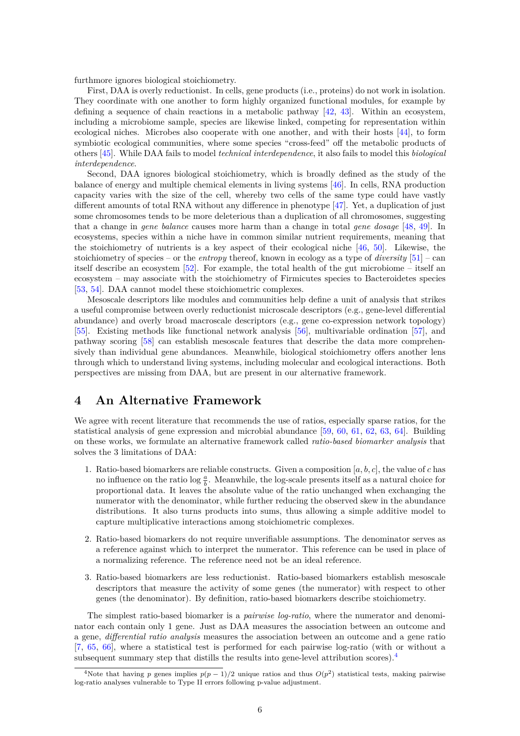furthermore ignores biological stoichiometry.

First, DAA is overly reductionist. In cells, gene products (i.e., proteins) do not work in isolation. They coordinate with one another to form highly organized functional modules, for example by defining a sequence of chain reactions in a metabolic pathway [42, 43]. Within an ecosystem, including a microbiome sample, species are likewise linked, competing for representation within ecological niches. Microbes also cooperate with one another, and with their hosts [44], to form symbiotic ecological communities, where some species "cross-feed" off the metabolic products of others [45]. While DAA fails to model *technical interdependence*, it also fails to model this *biological interdependence*.

Second, DAA ignores biological stoichiometry, which is broadly defined as the study of the balance of energy and multiple chemical elements in living systems [46]. In cells, RNA production capacity varies with the size of the cell, whereby two cells of the same type could have vastly different amounts of total RNA without any difference in phenotype [47]. Yet, a duplication of just some chromosomes tends to be more deleterious than a duplication of all chromosomes, suggesting that a change in *gene balance* causes more harm than a change in total *gene dosage* [48, 49]. In ecosystems, species within a niche have in common similar nutrient requirements, meaning that the stoichiometry of nutrients is a key aspect of their ecological niche [46, 50]. Likewise, the stoichiometry of species – or the *entropy* thereof, known in ecology as a type of *diversity* [51] – can itself describe an ecosystem [52]. For example, the total health of the gut microbiome – itself an ecosystem – may associate with the stoichiometry of Firmicutes species to Bacteroidetes species [53, 54]. DAA cannot model these stoichiometric complexes.

Mesoscale descriptors like modules and communities help define a unit of analysis that strikes a useful compromise between overly reductionist microscale descriptors (e.g., gene-level differential abundance) and overly broad macroscale descriptors (e.g., gene co-expression network topology) [55]. Existing methods like functional network analysis [56], multivariable ordination [57], and pathway scoring [58] can establish mesoscale features that describe the data more comprehensively than individual gene abundances. Meanwhile, biological stoichiometry offers another lens through which to understand living systems, including molecular and ecological interactions. Both perspectives are missing from DAA, but are present in our alternative framework.

# 4 An Alternative Framework

We agree with recent literature that recommends the use of ratios, especially sparse ratios, for the statistical analysis of gene expression and microbial abundance [59, 60, 61, 62, 63, 64]. Building on these works, we formulate an alternative framework called *ratio-based biomarker analysis* that solves the 3 limitations of DAA:

1. Ratio-based biomarkers are reliable constructs. Given a composition $[a, b, c]$, the value of $c$ has no influence on the ratio $\log \frac{a}{b}$. Meanwhile, the log-scale presents itself as a natural choice for proportional data. It leaves the absolute value of the ratio unchanged when exchanging the numerator with the denominator, while further reducing the observed skew in the abundance distributions. It also turns products into sums, thus allowing a simple additive model to capture multiplicative interactions among stoichiometric complexes.

2. Ratio-based biomarkers do not require unverifiable assumptions. The denominator serves as a reference against which to interpret the numerator. This reference can be used in place of a normalizing reference. The reference need not be an ideal reference.

3. Ratio-based biomarkers are less reductionist. Ratio-based biomarkers establish mesoscale descriptors that measure the activity of some genes (the numerator) with respect to other genes (the denominator). By definition, ratio-based biomarkers describe stoichiometry.

The simplest ratio-based biomarker is a *pairwise log-ratio*, where the numerator and denominator each contain only 1 gene. Just as DAA measures the association between an outcome and a gene, *differential ratio analysis* measures the association between an outcome and a gene ratio [7, 65, 66], where a statistical test is performed for each pairwise log-ratio (with or without a subsequent summary step that distills the results into gene-level attribution scores).[4]

[4] Note that having $p$ genes implies $p(p-1)/2$ unique ratios and thus $O(p^2)$ statistical tests, making pairwise log-ratio analyses vulnerable to Type II errors following p-value adjustment.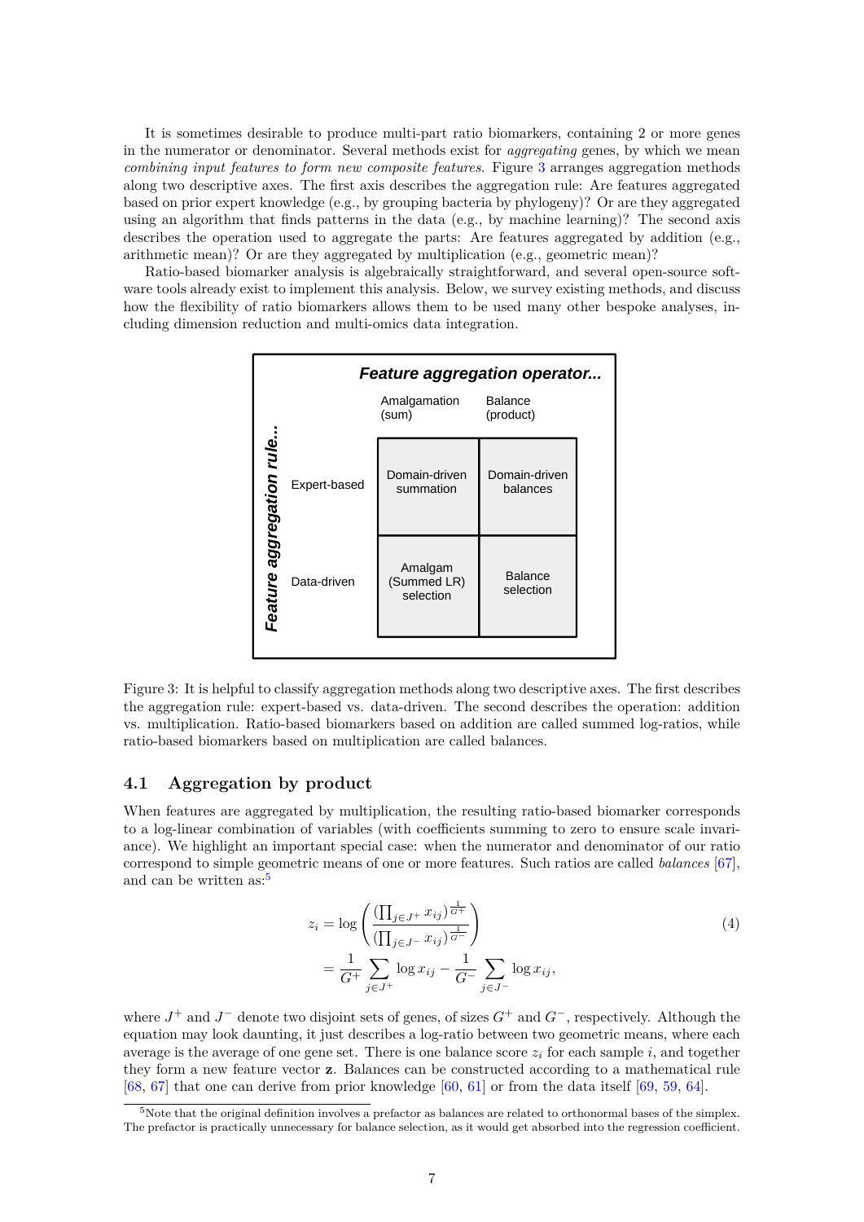It is sometimes desirable to produce multi-part ratio biomarkers, containing 2 or more genes in the numerator or denominator. Several methods exist for *aggregating* genes, by which we mean *combining input features to form new composite features*. Figure 3 arranges aggregation methods along two descriptive axes. The first axis describes the aggregation rule: Are features aggregated based on prior expert knowledge (e.g., by grouping bacteria by phylogeny)? Or are they aggregated using an algorithm that finds patterns in the data (e.g., by machine learning)? The second axis describes the operation used to aggregate the parts: Are features aggregated by addition (e.g., arithmetic mean)? Or are they aggregated by multiplication (e.g., geometric mean)?

Ratio-based biomarker analysis is algebraically straightforward, and several open-source software tools already exist to implement this analysis. Below, we survey existing methods, and discuss how the flexibility of ratio biomarkers allows them to be used many other bespoke analyses, including dimension reduction and multi-omics data integration.

| ***Feature aggregation rule...*** / ***Feature aggregation operator...*** | Amalgamation (sum) | Balance (product) |
| --- | --- | --- |
| Expert-based | Domain-driven summation | Domain-driven balances |
| Data-driven | Amalgam (Summed LR) selection | Balance selection |

Figure 3: It is helpful to classify aggregation methods along two descriptive axes. The first describes the aggregation rule: expert-based vs. data-driven. The second describes the operation: addition vs. multiplication. Ratio-based biomarkers based on addition are called summed log-ratios, while ratio-based biomarkers based on multiplication are called balances.

### 4.1 Aggregation by product

When features are aggregated by multiplication, the resulting ratio-based biomarker corresponds to a log-linear combination of variables (with coefficients summing to zero to ensure scale invariance). We highlight an important special case: when the numerator and denominator of our ratio correspond to simple geometric means of one or more features. Such ratios are called *balances* [67], and can be written as:[5]

$$
\begin{aligned}
z_i &= \log\left(\frac{\left(\prod_{j\in J^+} x_{ij}\right)^{\frac{1}{G^+}}}{\left(\prod_{j\in J^-} x_{ij}\right)^{\frac{1}{G^-}}}\right) \\
&= \frac{1}{G^+}\sum_{j\in J^+}\log x_{ij} - \frac{1}{G^-}\sum_{j\in J^-}\log x_{ij},
\end{aligned} \tag{4}
$$

where $J^+$ and $J^-$ denote two disjoint sets of genes, of sizes $G^+$ and $G^-$, respectively. Although the equation may look daunting, it just describes a log-ratio between two geometric means, where each average is the average of one gene set. There is one balance score $z_i$ for each sample $i$, and together they form a new feature vector $\mathbf{z}$. Balances can be constructed according to a mathematical rule [68, 67] that one can derive from prior knowledge [60, 61] or from the data itself [69, 59, 64].

[5] Note that the original definition involves a prefactor as balances are related to orthonormal bases of the simplex. The prefactor is practically unnecessary for balance selection, as it would get absorbed into the regression coefficient.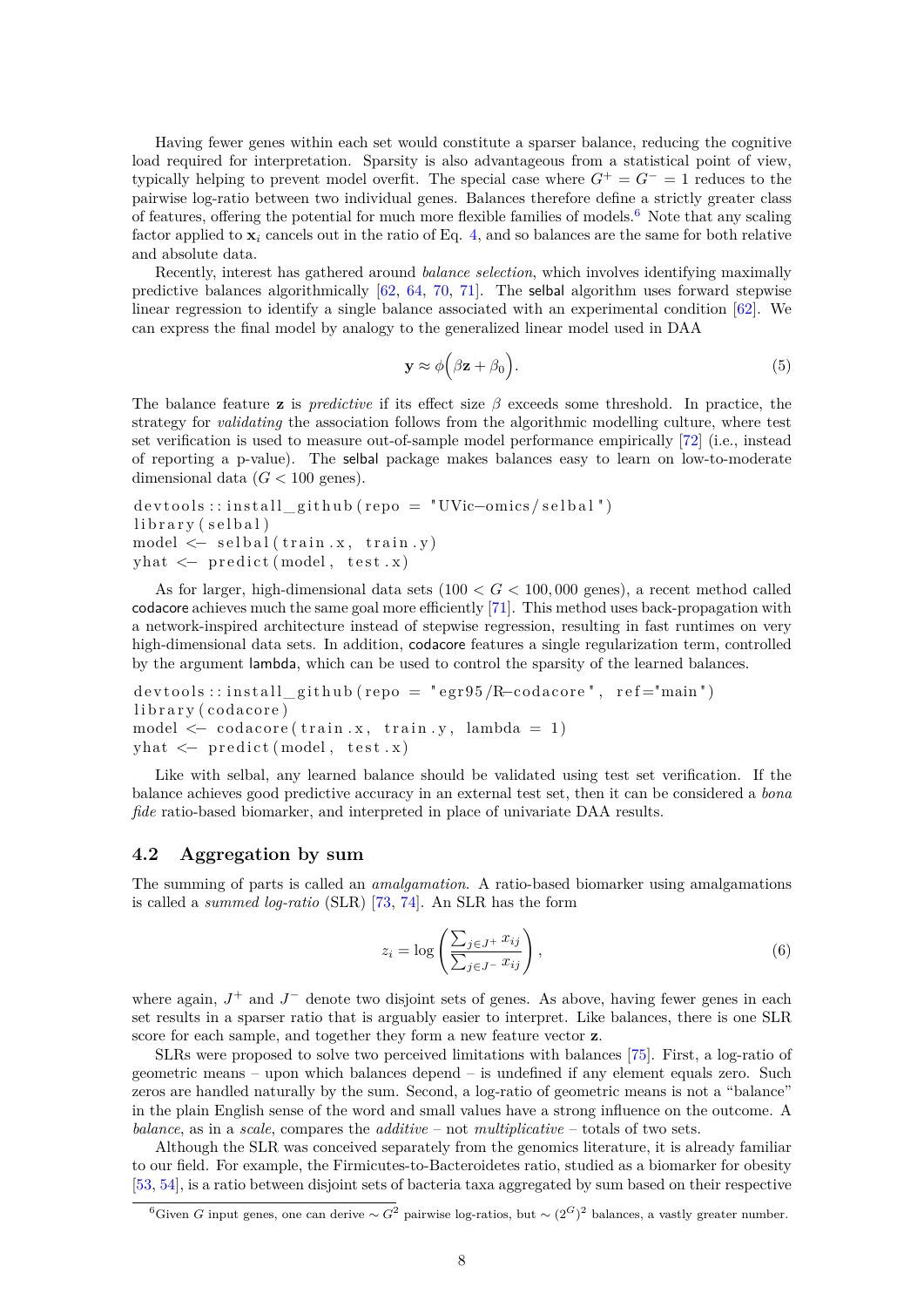Having fewer genes within each set would constitute a sparser balance, reducing the cognitive load required for interpretation. Sparsity is also advantageous from a statistical point of view, typically helping to prevent model overfit. The special case where $G^+ = G^- = 1$ reduces to the pairwise log-ratio between two individual genes. Balances therefore define a strictly greater class of features, offering the potential for much more flexible families of models.[6] Note that any scaling factor applied to $\mathbf{x}_i$ cancels out in the ratio of Eq. 4, and so balances are the same for both relative and absolute data.

Recently, interest has gathered around *balance selection*, which involves identifying maximally predictive balances algorithmically [62, 64, 70, 71]. The selbal algorithm uses forward stepwise linear regression to identify a single balance associated with an experimental condition [62]. We can express the final model by analogy to the generalized linear model used in DAA

$$\mathbf{y} \approx \phi\Big(\beta \mathbf{z} + \beta_0\Big). \tag{5}$$

The balance feature $\mathbf{z}$ is *predictive* if its effect size $\beta$ exceeds some threshold. In practice, the strategy for *validating* the association follows from the algorithmic modelling culture, where test set verification is used to measure out-of-sample model performance empirically [72] (i.e., instead of reporting a p-value). The selbal package makes balances easy to learn on low-to-moderate dimensional data ($G < 100$ genes).

```
devtools::install_github(repo = "UVic-omics/selbal")
library(selbal)
model <- selbal(train.x, train.y)
yhat <- predict(model, test.x)
```

As for larger, high-dimensional data sets ($100 < G < 100{,}000$ genes), a recent method called codacore achieves much the same goal more efficiently [71]. This method uses back-propagation with a network-inspired architecture instead of stepwise regression, resulting in fast runtimes on very high-dimensional data sets. In addition, codacore features a single regularization term, controlled by the argument lambda, which can be used to control the sparsity of the learned balances.

```
devtools::install_github(repo = "egr95/R-codacore", ref="main")
library(codacore)
model <- codacore(train.x, train.y, lambda = 1)
yhat <- predict(model, test.x)
```

Like with selbal, any learned balance should be validated using test set verification. If the balance achieves good predictive accuracy in an external test set, then it can be considered a *bona fide* ratio-based biomarker, and interpreted in place of univariate DAA results.

## 4.2 Aggregation by sum

The summing of parts is called an *amalgamation*. A ratio-based biomarker using amalgamations is called a *summed log-ratio* (SLR) [73, 74]. An SLR has the form

$$z_i = \log\left(\frac{\sum_{j \in J^+} x_{ij}}{\sum_{j \in J^-} x_{ij}}\right), \tag{6}$$

where again, $J^+$ and $J^-$ denote two disjoint sets of genes. As above, having fewer genes in each set results in a sparser ratio that is arguably easier to interpret. Like balances, there is one SLR score for each sample, and together they form a new feature vector $\mathbf{z}$.

SLRs were proposed to solve two perceived limitations with balances [75]. First, a log-ratio of geometric means – upon which balances depend – is undefined if any element equals zero. Such zeros are handled naturally by the sum. Second, a log-ratio of geometric means is not a "balance" in the plain English sense of the word and small values have a strong influence on the outcome. A *balance*, as in a *scale*, compares the *additive* – not *multiplicative* – totals of two sets.

Although the SLR was conceived separately from the genomics literature, it is already familiar to our field. For example, the Firmicutes-to-Bacteroidetes ratio, studied as a biomarker for obesity [53, 54], is a ratio between disjoint sets of bacteria taxa aggregated by sum based on their respective

[6] Given $G$ input genes, one can derive $\sim G^2$ pairwise log-ratios, but $\sim (2^G)^2$ balances, a vastly greater number.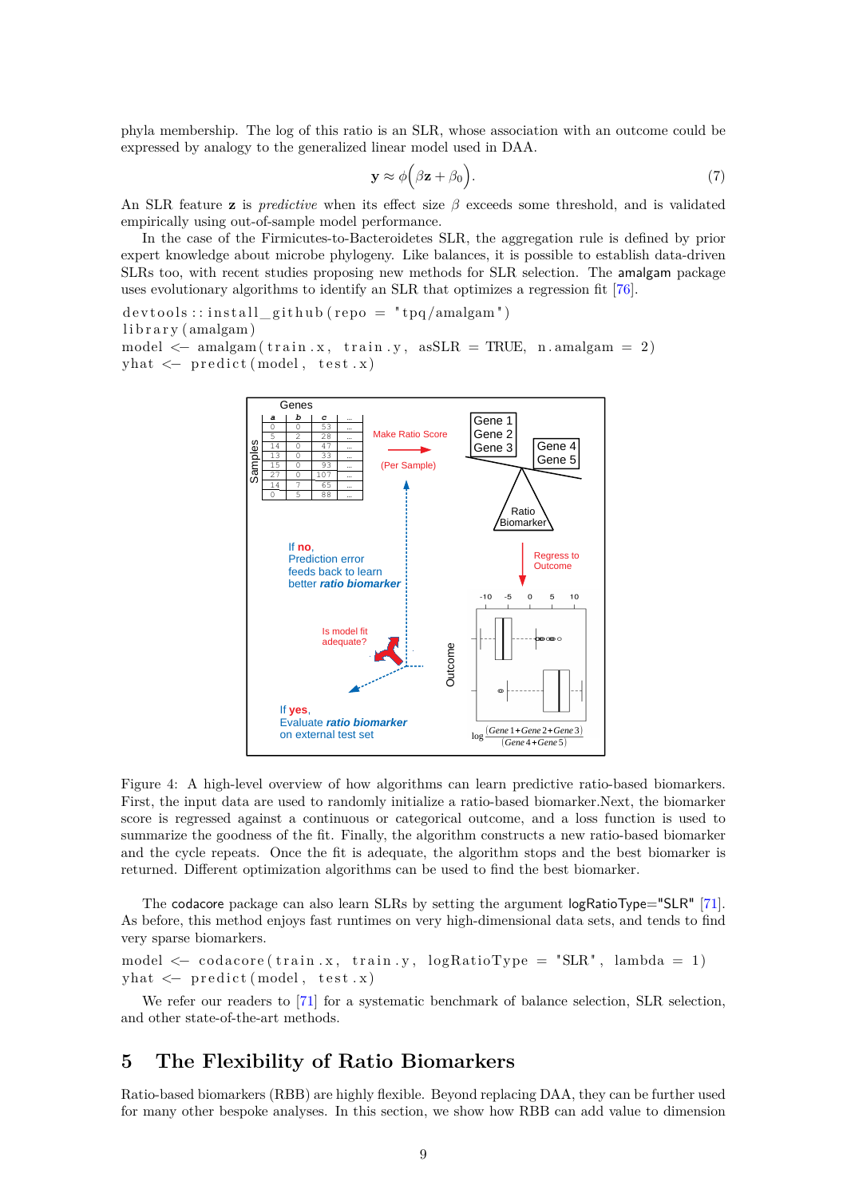phyla membership. The log of this ratio is an SLR, whose association with an outcome could be expressed by analogy to the generalized linear model used in DAA.

$$\mathbf{y} \approx \phi\Big(\beta \mathbf{z} + \beta_0\Big). \tag{7}$$

An SLR feature $\mathbf{z}$ is *predictive* when its effect size $\beta$ exceeds some threshold, and is validated empirically using out-of-sample model performance.

In the case of the Firmicutes-to-Bacteroidetes SLR, the aggregation rule is defined by prior expert knowledge about microbe phylogeny. Like balances, it is possible to establish data-driven SLRs too, with recent studies proposing new methods for SLR selection. The amalgam package uses evolutionary algorithms to identify an SLR that optimizes a regression fit [76].

```
devtools::install_github(repo = "tpq/amalgam")
library(amalgam)
model <- amalgam(train.x, train.y, asSLR = TRUE, n.amalgam = 2)
yhat <- predict(model, test.x)
```

Figure 4: A high-level overview of how algorithms can learn predictive ratio-based biomarkers. First, the input data are used to randomly initialize a ratio-based biomarker.Next, the biomarker score is regressed against a continuous or categorical outcome, and a loss function is used to summarize the goodness of the fit. Finally, the algorithm constructs a new ratio-based biomarker and the cycle repeats. Once the fit is adequate, the algorithm stops and the best biomarker is returned. Different optimization algorithms can be used to find the best biomarker.

The codacore package can also learn SLRs by setting the argument logRatioType="SLR" [71]. As before, this method enjoys fast runtimes on very high-dimensional data sets, and tends to find very sparse biomarkers.

```
model <- codacore(train.x, train.y, logRatioType = "SLR", lambda = 1)
yhat <- predict(model, test.x)
```

We refer our readers to [71] for a systematic benchmark of balance selection, SLR selection, and other state-of-the-art methods.

# 5 The Flexibility of Ratio Biomarkers

Ratio-based biomarkers (RBB) are highly flexible. Beyond replacing DAA, they can be further used for many other bespoke analyses. In this section, we show how RBB can add value to dimension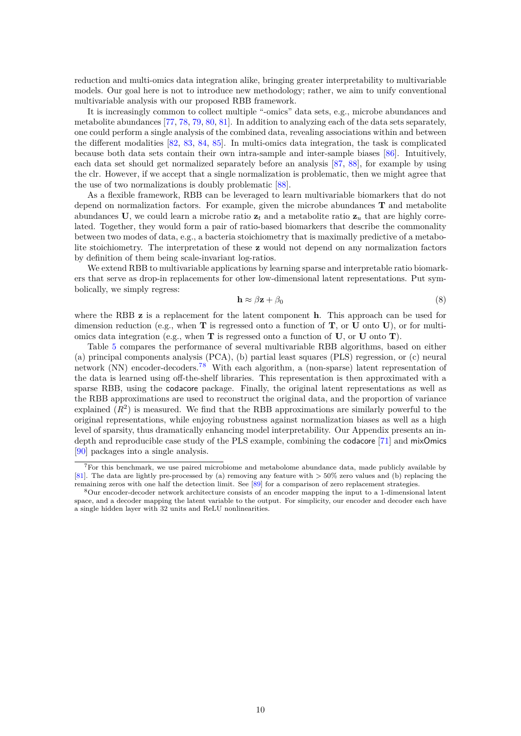reduction and multi-omics data integration alike, bringing greater interpretability to multivariable models. Our goal here is not to introduce new methodology; rather, we aim to unify conventional multivariable analysis with our proposed RBB framework.

It is increasingly common to collect multiple "-omics" data sets, e.g., microbe abundances and metabolite abundances [77, 78, 79, 80, 81]. In addition to analyzing each of the data sets separately, one could perform a single analysis of the combined data, revealing associations within and between the different modalities [82, 83, 84, 85]. In multi-omics data integration, the task is complicated because both data sets contain their own intra-sample and inter-sample biases [86]. Intuitively, each data set should get normalized separately before an analysis [87, 88], for example by using the clr. However, if we accept that a single normalization is problematic, then we might agree that the use of two normalizations is doubly problematic [88].

As a flexible framework, RBB can be leveraged to learn multivariable biomarkers that do not depend on normalization factors. For example, given the microbe abundances $\mathbf{T}$ and metabolite abundances $\mathbf{U}$, we could learn a microbe ratio $\mathbf{z}_t$ and a metabolite ratio $\mathbf{z}_u$ that are highly correlated. Together, they would form a pair of ratio-based biomarkers that describe the commonality between two modes of data, e.g., a bacteria stoichiometry that is maximally predictive of a metabolite stoichiometry. The interpretation of these $\mathbf{z}$ would not depend on any normalization factors by definition of them being scale-invariant log-ratios.

We extend RBB to multivariable applications by learning sparse and interpretable ratio biomarkers that serve as drop-in replacements for other low-dimensional latent representations. Put symbolically, we simply regress:

$$\mathbf{h} \approx \beta \mathbf{z} + \beta_0 \tag{8}$$

where the RBB $\mathbf{z}$ is a replacement for the latent component $\mathbf{h}$. This approach can be used for dimension reduction (e.g., when $\mathbf{T}$ is regressed onto a function of $\mathbf{T}$, or $\mathbf{U}$ onto $\mathbf{U}$), or for multi-omics data integration (e.g., when $\mathbf{T}$ is regressed onto a function of $\mathbf{U}$, or $\mathbf{U}$ onto $\mathbf{T}$).

Table 5 compares the performance of several multivariable RBB algorithms, based on either (a) principal components analysis (PCA), (b) partial least squares (PLS) regression, or (c) neural network (NN) encoder-decoders.[7,8] With each algorithm, a (non-sparse) latent representation of the data is learned using off-the-shelf libraries. This representation is then approximated with a sparse RBB, using the codacore package. Finally, the original latent representations as well as the RBB approximations are used to reconstruct the original data, and the proportion of variance explained ($R^2$) is measured. We find that the RBB approximations are similarly powerful to the original representations, while enjoying robustness against normalization biases as well as a high level of sparsity, thus dramatically enhancing model interpretability. Our Appendix presents an in-depth and reproducible case study of the PLS example, combining the codacore [71] and mixOmics [90] packages into a single analysis.

---

[7] For this benchmark, we use paired microbiome and metabolome abundance data, made publicly available by [81]. The data are lightly pre-processed by (a) removing any feature with $> 50\%$ zero values and (b) replacing the remaining zeros with one half the detection limit. See [89] for a comparison of zero replacement strategies.

[8] Our encoder-decoder network architecture consists of an encoder mapping the input to a 1-dimensional latent space, and a decoder mapping the latent variable to the output. For simplicity, our encoder and decoder each have a single hidden layer with 32 units and ReLU nonlinearities.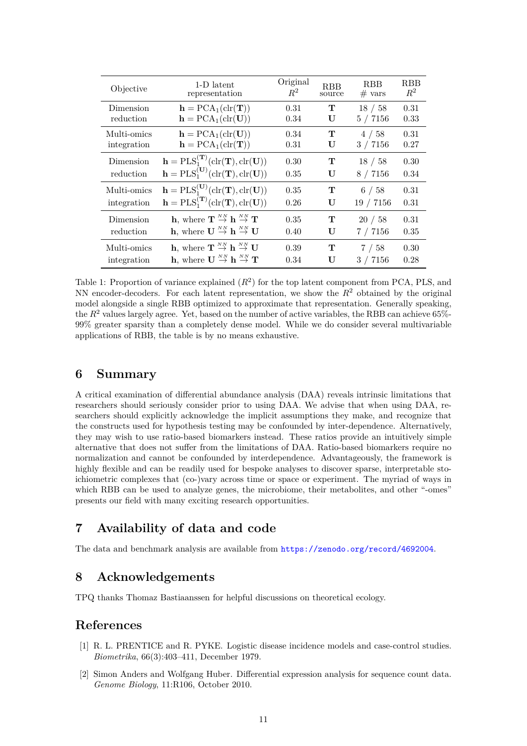| Objective | 1-D latent representation | Original $R^2$ | RBB source | RBB # vars | RBB $R^2$ |
|---|---|---|---|---|---|
| Dimension reduction | $\mathbf{h} = \text{PCA}_1(\text{clr}(\mathbf{T}))$ | 0.31 | $\mathbf{T}$ | 18 / 58 | 0.31 |
| | $\mathbf{h} = \text{PCA}_1(\text{clr}(\mathbf{U}))$ | 0.34 | $\mathbf{U}$ | 5 / 7156 | 0.33 |
| Multi-omics integration | $\mathbf{h} = \text{PCA}_1(\text{clr}(\mathbf{U}))$ | 0.34 | $\mathbf{T}$ | 4 / 58 | 0.31 |
| | $\mathbf{h} = \text{PCA}_1(\text{clr}(\mathbf{T}))$ | 0.31 | $\mathbf{U}$ | 3 / 7156 | 0.27 |
| Dimension reduction | $\mathbf{h} = \text{PLS}_1^{(\mathbf{T})}(\text{clr}(\mathbf{T}), \text{clr}(\mathbf{U}))$ | 0.30 | $\mathbf{T}$ | 18 / 58 | 0.30 |
| | $\mathbf{h} = \text{PLS}_1^{(\mathbf{U})}(\text{clr}(\mathbf{T}), \text{clr}(\mathbf{U}))$ | 0.35 | $\mathbf{U}$ | 8 / 7156 | 0.34 |
| Multi-omics integration | $\mathbf{h} = \text{PLS}_1^{(\mathbf{U})}(\text{clr}(\mathbf{T}), \text{clr}(\mathbf{U}))$ | 0.35 | $\mathbf{T}$ | 6 / 58 | 0.31 |
| | $\mathbf{h} = \text{PLS}_1^{(\mathbf{T})}(\text{clr}(\mathbf{T}), \text{clr}(\mathbf{U}))$ | 0.26 | $\mathbf{U}$ | 19 / 7156 | 0.31 |
| Dimension reduction | $\mathbf{h}$, where $\mathbf{T} \overset{NN}{\rightarrow} \mathbf{h} \overset{NN}{\rightarrow} \mathbf{T}$ | 0.35 | $\mathbf{T}$ | 20 / 58 | 0.31 |
| | $\mathbf{h}$, where $\mathbf{U} \overset{NN}{\rightarrow} \mathbf{h} \overset{NN}{\rightarrow} \mathbf{U}$ | 0.40 | $\mathbf{U}$ | 7 / 7156 | 0.35 |
| Multi-omics integration | $\mathbf{h}$, where $\mathbf{T} \overset{NN}{\rightarrow} \mathbf{h} \overset{NN}{\rightarrow} \mathbf{U}$ | 0.39 | $\mathbf{T}$ | 7 / 58 | 0.30 |
| | $\mathbf{h}$, where $\mathbf{U} \overset{NN}{\rightarrow} \mathbf{h} \overset{NN}{\rightarrow} \mathbf{T}$ | 0.34 | $\mathbf{U}$ | 3 / 7156 | 0.28 |

Table 1: Proportion of variance explained ($R^2$) for the top latent component from PCA, PLS, and NN encoder-decoders. For each latent representation, we show the $R^2$ obtained by the original model alongside a single RBB optimized to approximate that representation. Generally speaking, the $R^2$ values largely agree. Yet, based on the number of active variables, the RBB can achieve 65%-99% greater sparsity than a completely dense model. While we do consider several multivariable applications of RBB, the table is by no means exhaustive.

## 6 Summary

A critical examination of differential abundance analysis (DAA) reveals intrinsic limitations that researchers should seriously consider prior to using DAA. We advise that when using DAA, researchers should explicitly acknowledge the implicit assumptions they make, and recognize that the constructs used for hypothesis testing may be confounded by inter-dependence. Alternatively, they may wish to use ratio-based biomarkers instead. These ratios provide an intuitively simple alternative that does not suffer from the limitations of DAA. Ratio-based biomarkers require no normalization and cannot be confounded by interdependence. Advantageously, the framework is highly flexible and can be readily used for bespoke analyses to discover sparse, interpretable stoichiometric complexes that (co-)vary across time or space or experiment. The myriad of ways in which RBB can be used to analyze genes, the microbiome, their metabolites, and other "-omes" presents our field with many exciting research opportunities.

## 7 Availability of data and code

The data and benchmark analysis are available from https://zenodo.org/record/4692004.

## 8 Acknowledgements

TPQ thanks Thomaz Bastiaanssen for helpful discussions on theoretical ecology.

## References

[1] R. L. PRENTICE and R. PYKE. Logistic disease incidence models and case-control studies. *Biometrika*, 66(3):403–411, December 1979.

[2] Simon Anders and Wolfgang Huber. Differential expression analysis for sequence count data. *Genome Biology*, 11:R106, October 2010.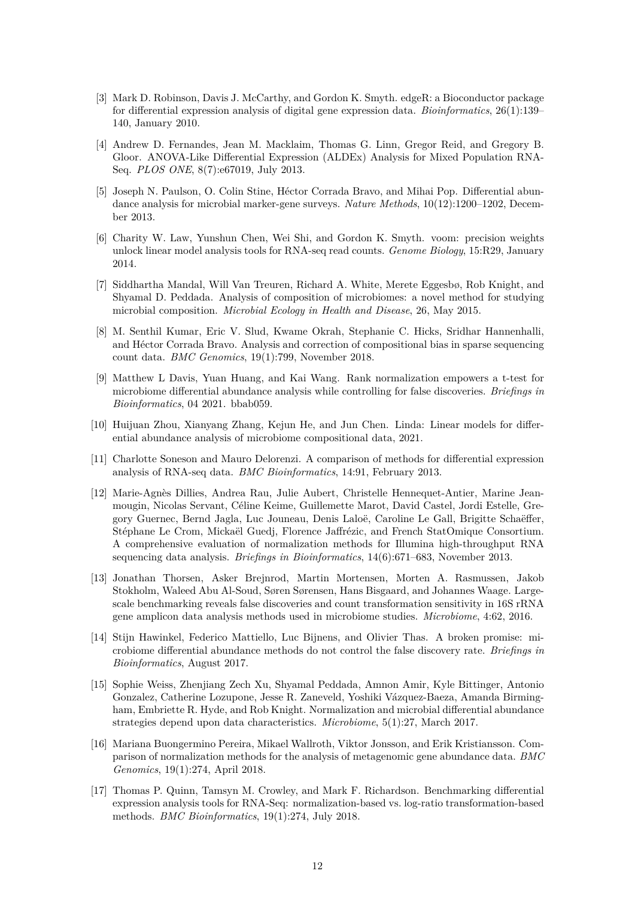[3] Mark D. Robinson, Davis J. McCarthy, and Gordon K. Smyth. edgeR: a Bioconductor package for differential expression analysis of digital gene expression data. *Bioinformatics*, 26(1):139–140, January 2010.

[4] Andrew D. Fernandes, Jean M. Macklaim, Thomas G. Linn, Gregor Reid, and Gregory B. Gloor. ANOVA-Like Differential Expression (ALDEx) Analysis for Mixed Population RNA-Seq. *PLOS ONE*, 8(7):e67019, July 2013.

[5] Joseph N. Paulson, O. Colin Stine, Héctor Corrada Bravo, and Mihai Pop. Differential abundance analysis for microbial marker-gene surveys. *Nature Methods*, 10(12):1200–1202, December 2013.

[6] Charity W. Law, Yunshun Chen, Wei Shi, and Gordon K. Smyth. voom: precision weights unlock linear model analysis tools for RNA-seq read counts. *Genome Biology*, 15:R29, January 2014.

[7] Siddhartha Mandal, Will Van Treuren, Richard A. White, Merete Eggesbø, Rob Knight, and Shyamal D. Peddada. Analysis of composition of microbiomes: a novel method for studying microbial composition. *Microbial Ecology in Health and Disease*, 26, May 2015.

[8] M. Senthil Kumar, Eric V. Slud, Kwame Okrah, Stephanie C. Hicks, Sridhar Hannenhalli, and Héctor Corrada Bravo. Analysis and correction of compositional bias in sparse sequencing count data. *BMC Genomics*, 19(1):799, November 2018.

[9] Matthew L Davis, Yuan Huang, and Kai Wang. Rank normalization empowers a t-test for microbiome differential abundance analysis while controlling for false discoveries. *Briefings in Bioinformatics*, 04 2021. bbab059.

[10] Huijuan Zhou, Xianyang Zhang, Kejun He, and Jun Chen. Linda: Linear models for differential abundance analysis of microbiome compositional data, 2021.

[11] Charlotte Soneson and Mauro Delorenzi. A comparison of methods for differential expression analysis of RNA-seq data. *BMC Bioinformatics*, 14:91, February 2013.

[12] Marie-Agnès Dillies, Andrea Rau, Julie Aubert, Christelle Hennequet-Antier, Marine Jeanmougin, Nicolas Servant, Céline Keime, Guillemette Marot, David Castel, Jordi Estelle, Gregory Guernec, Bernd Jagla, Luc Jouneau, Denis Laloë, Caroline Le Gall, Brigitte Schaëffer, Stéphane Le Crom, Mickaël Guedj, Florence Jaffrézic, and French StatOmique Consortium. A comprehensive evaluation of normalization methods for Illumina high-throughput RNA sequencing data analysis. *Briefings in Bioinformatics*, 14(6):671–683, November 2013.

[13] Jonathan Thorsen, Asker Brejnrod, Martin Mortensen, Morten A. Rasmussen, Jakob Stokholm, Waleed Abu Al-Soud, Søren Sørensen, Hans Bisgaard, and Johannes Waage. Large-scale benchmarking reveals false discoveries and count transformation sensitivity in 16S rRNA gene amplicon data analysis methods used in microbiome studies. *Microbiome*, 4:62, 2016.

[14] Stijn Hawinkel, Federico Mattiello, Luc Bijnens, and Olivier Thas. A broken promise: microbiome differential abundance methods do not control the false discovery rate. *Briefings in Bioinformatics*, August 2017.

[15] Sophie Weiss, Zhenjiang Zech Xu, Shyamal Peddada, Amnon Amir, Kyle Bittinger, Antonio Gonzalez, Catherine Lozupone, Jesse R. Zaneveld, Yoshiki Vázquez-Baeza, Amanda Birmingham, Embriette R. Hyde, and Rob Knight. Normalization and microbial differential abundance strategies depend upon data characteristics. *Microbiome*, 5(1):27, March 2017.

[16] Mariana Buongermino Pereira, Mikael Wallroth, Viktor Jonsson, and Erik Kristiansson. Comparison of normalization methods for the analysis of metagenomic gene abundance data. *BMC Genomics*, 19(1):274, April 2018.

[17] Thomas P. Quinn, Tamsyn M. Crowley, and Mark F. Richardson. Benchmarking differential expression analysis tools for RNA-Seq: normalization-based vs. log-ratio transformation-based methods. *BMC Bioinformatics*, 19(1):274, July 2018.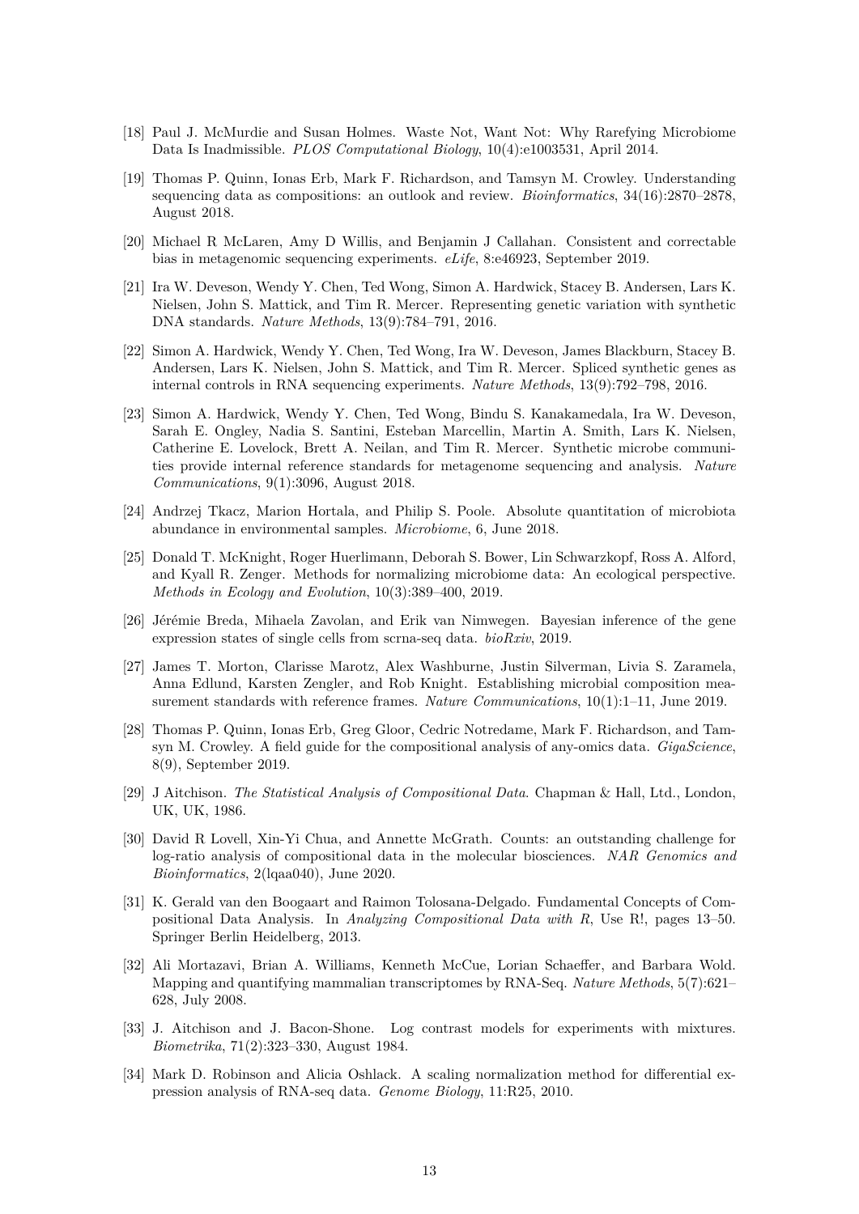[18] Paul J. McMurdie and Susan Holmes. Waste Not, Want Not: Why Rarefying Microbiome Data Is Inadmissible. *PLOS Computational Biology*, 10(4):e1003531, April 2014.

[19] Thomas P. Quinn, Ionas Erb, Mark F. Richardson, and Tamsyn M. Crowley. Understanding sequencing data as compositions: an outlook and review. *Bioinformatics*, 34(16):2870–2878, August 2018.

[20] Michael R McLaren, Amy D Willis, and Benjamin J Callahan. Consistent and correctable bias in metagenomic sequencing experiments. *eLife*, 8:e46923, September 2019.

[21] Ira W. Deveson, Wendy Y. Chen, Ted Wong, Simon A. Hardwick, Stacey B. Andersen, Lars K. Nielsen, John S. Mattick, and Tim R. Mercer. Representing genetic variation with synthetic DNA standards. *Nature Methods*, 13(9):784–791, 2016.

[22] Simon A. Hardwick, Wendy Y. Chen, Ted Wong, Ira W. Deveson, James Blackburn, Stacey B. Andersen, Lars K. Nielsen, John S. Mattick, and Tim R. Mercer. Spliced synthetic genes as internal controls in RNA sequencing experiments. *Nature Methods*, 13(9):792–798, 2016.

[23] Simon A. Hardwick, Wendy Y. Chen, Ted Wong, Bindu S. Kanakamedala, Ira W. Deveson, Sarah E. Ongley, Nadia S. Santini, Esteban Marcellin, Martin A. Smith, Lars K. Nielsen, Catherine E. Lovelock, Brett A. Neilan, and Tim R. Mercer. Synthetic microbe communities provide internal reference standards for metagenome sequencing and analysis. *Nature Communications*, 9(1):3096, August 2018.

[24] Andrzej Tkacz, Marion Hortala, and Philip S. Poole. Absolute quantitation of microbiota abundance in environmental samples. *Microbiome*, 6, June 2018.

[25] Donald T. McKnight, Roger Huerlimann, Deborah S. Bower, Lin Schwarzkopf, Ross A. Alford, and Kyall R. Zenger. Methods for normalizing microbiome data: An ecological perspective. *Methods in Ecology and Evolution*, 10(3):389–400, 2019.

[26] Jérémie Breda, Mihaela Zavolan, and Erik van Nimwegen. Bayesian inference of the gene expression states of single cells from scrna-seq data. *bioRxiv*, 2019.

[27] James T. Morton, Clarisse Marotz, Alex Washburne, Justin Silverman, Livia S. Zaramela, Anna Edlund, Karsten Zengler, and Rob Knight. Establishing microbial composition measurement standards with reference frames. *Nature Communications*, 10(1):1–11, June 2019.

[28] Thomas P. Quinn, Ionas Erb, Greg Gloor, Cedric Notredame, Mark F. Richardson, and Tamsyn M. Crowley. A field guide for the compositional analysis of any-omics data. *GigaScience*, 8(9), September 2019.

[29] J Aitchison. *The Statistical Analysis of Compositional Data*. Chapman & Hall, Ltd., London, UK, UK, 1986.

[30] David R Lovell, Xin-Yi Chua, and Annette McGrath. Counts: an outstanding challenge for log-ratio analysis of compositional data in the molecular biosciences. *NAR Genomics and Bioinformatics*, 2(lqaa040), June 2020.

[31] K. Gerald van den Boogaart and Raimon Tolosana-Delgado. Fundamental Concepts of Compositional Data Analysis. In *Analyzing Compositional Data with R*, Use R!, pages 13–50. Springer Berlin Heidelberg, 2013.

[32] Ali Mortazavi, Brian A. Williams, Kenneth McCue, Lorian Schaeffer, and Barbara Wold. Mapping and quantifying mammalian transcriptomes by RNA-Seq. *Nature Methods*, 5(7):621–628, July 2008.

[33] J. Aitchison and J. Bacon-Shone. Log contrast models for experiments with mixtures. *Biometrika*, 71(2):323–330, August 1984.

[34] Mark D. Robinson and Alicia Oshlack. A scaling normalization method for differential expression analysis of RNA-seq data. *Genome Biology*, 11:R25, 2010.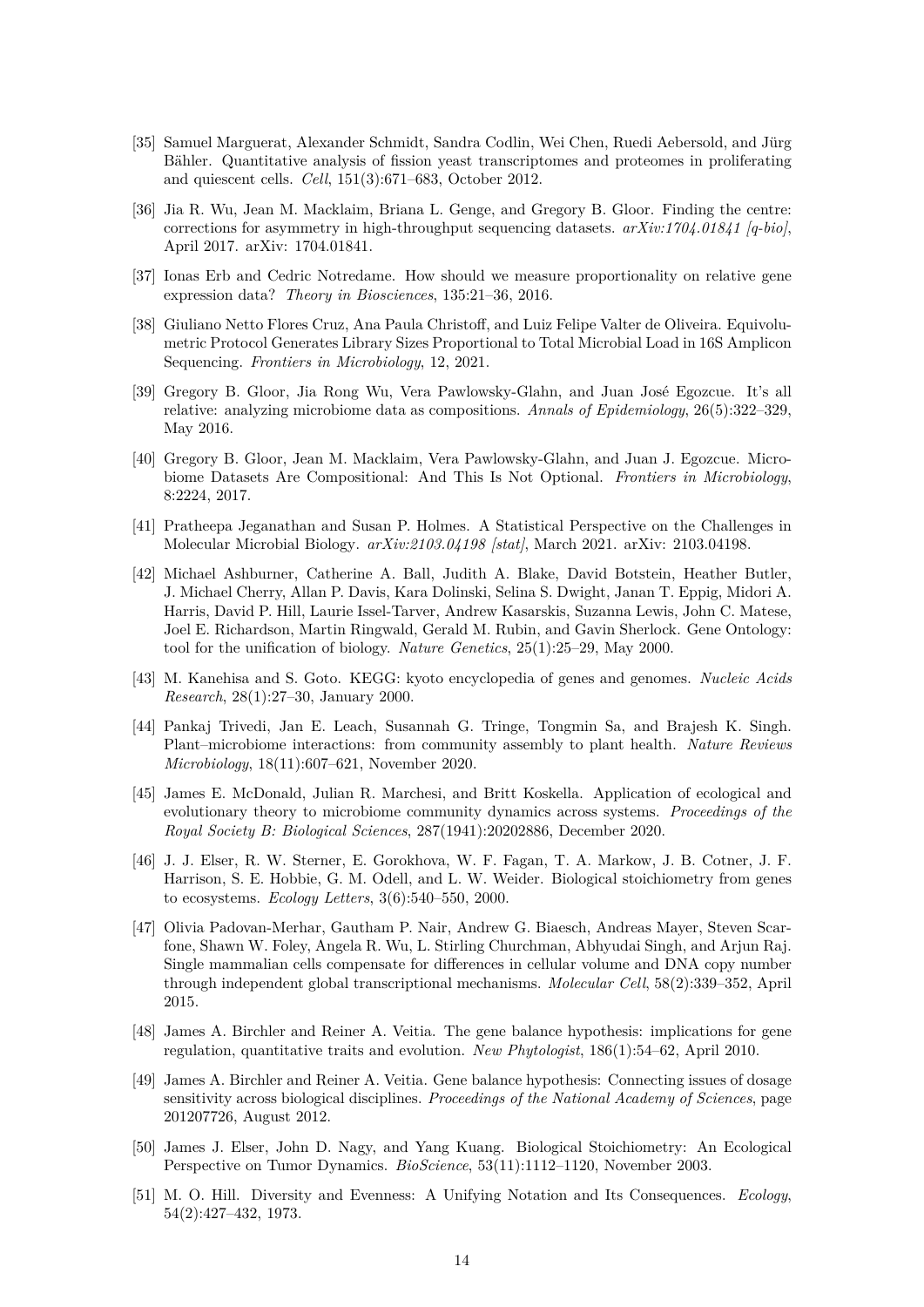[35] Samuel Marguerat, Alexander Schmidt, Sandra Codlin, Wei Chen, Ruedi Aebersold, and Jürg Bähler. Quantitative analysis of fission yeast transcriptomes and proteomes in proliferating and quiescent cells. *Cell*, 151(3):671–683, October 2012.

[36] Jia R. Wu, Jean M. Macklaim, Briana L. Genge, and Gregory B. Gloor. Finding the centre: corrections for asymmetry in high-throughput sequencing datasets. *arXiv:1704.01841 [q-bio]*, April 2017. arXiv: 1704.01841.

[37] Ionas Erb and Cedric Notredame. How should we measure proportionality on relative gene expression data? *Theory in Biosciences*, 135:21–36, 2016.

[38] Giuliano Netto Flores Cruz, Ana Paula Christoff, and Luiz Felipe Valter de Oliveira. Equivolumetric Protocol Generates Library Sizes Proportional to Total Microbial Load in 16S Amplicon Sequencing. *Frontiers in Microbiology*, 12, 2021.

[39] Gregory B. Gloor, Jia Rong Wu, Vera Pawlowsky-Glahn, and Juan José Egozcue. It's all relative: analyzing microbiome data as compositions. *Annals of Epidemiology*, 26(5):322–329, May 2016.

[40] Gregory B. Gloor, Jean M. Macklaim, Vera Pawlowsky-Glahn, and Juan J. Egozcue. Microbiome Datasets Are Compositional: And This Is Not Optional. *Frontiers in Microbiology*, 8:2224, 2017.

[41] Pratheepa Jeganathan and Susan P. Holmes. A Statistical Perspective on the Challenges in Molecular Microbial Biology. *arXiv:2103.04198 [stat]*, March 2021. arXiv: 2103.04198.

[42] Michael Ashburner, Catherine A. Ball, Judith A. Blake, David Botstein, Heather Butler, J. Michael Cherry, Allan P. Davis, Kara Dolinski, Selina S. Dwight, Janan T. Eppig, Midori A. Harris, David P. Hill, Laurie Issel-Tarver, Andrew Kasarskis, Suzanna Lewis, John C. Matese, Joel E. Richardson, Martin Ringwald, Gerald M. Rubin, and Gavin Sherlock. Gene Ontology: tool for the unification of biology. *Nature Genetics*, 25(1):25–29, May 2000.

[43] M. Kanehisa and S. Goto. KEGG: kyoto encyclopedia of genes and genomes. *Nucleic Acids Research*, 28(1):27–30, January 2000.

[44] Pankaj Trivedi, Jan E. Leach, Susannah G. Tringe, Tongmin Sa, and Brajesh K. Singh. Plant–microbiome interactions: from community assembly to plant health. *Nature Reviews Microbiology*, 18(11):607–621, November 2020.

[45] James E. McDonald, Julian R. Marchesi, and Britt Koskella. Application of ecological and evolutionary theory to microbiome community dynamics across systems. *Proceedings of the Royal Society B: Biological Sciences*, 287(1941):20202886, December 2020.

[46] J. J. Elser, R. W. Sterner, E. Gorokhova, W. F. Fagan, T. A. Markow, J. B. Cotner, J. F. Harrison, S. E. Hobbie, G. M. Odell, and L. W. Weider. Biological stoichiometry from genes to ecosystems. *Ecology Letters*, 3(6):540–550, 2000.

[47] Olivia Padovan-Merhar, Gautham P. Nair, Andrew G. Biaesch, Andreas Mayer, Steven Scarfone, Shawn W. Foley, Angela R. Wu, L. Stirling Churchman, Abhyudai Singh, and Arjun Raj. Single mammalian cells compensate for differences in cellular volume and DNA copy number through independent global transcriptional mechanisms. *Molecular Cell*, 58(2):339–352, April 2015.

[48] James A. Birchler and Reiner A. Veitia. The gene balance hypothesis: implications for gene regulation, quantitative traits and evolution. *New Phytologist*, 186(1):54–62, April 2010.

[49] James A. Birchler and Reiner A. Veitia. Gene balance hypothesis: Connecting issues of dosage sensitivity across biological disciplines. *Proceedings of the National Academy of Sciences*, page 201207726, August 2012.

[50] James J. Elser, John D. Nagy, and Yang Kuang. Biological Stoichiometry: An Ecological Perspective on Tumor Dynamics. *BioScience*, 53(11):1112–1120, November 2003.

[51] M. O. Hill. Diversity and Evenness: A Unifying Notation and Its Consequences. *Ecology*, 54(2):427–432, 1973.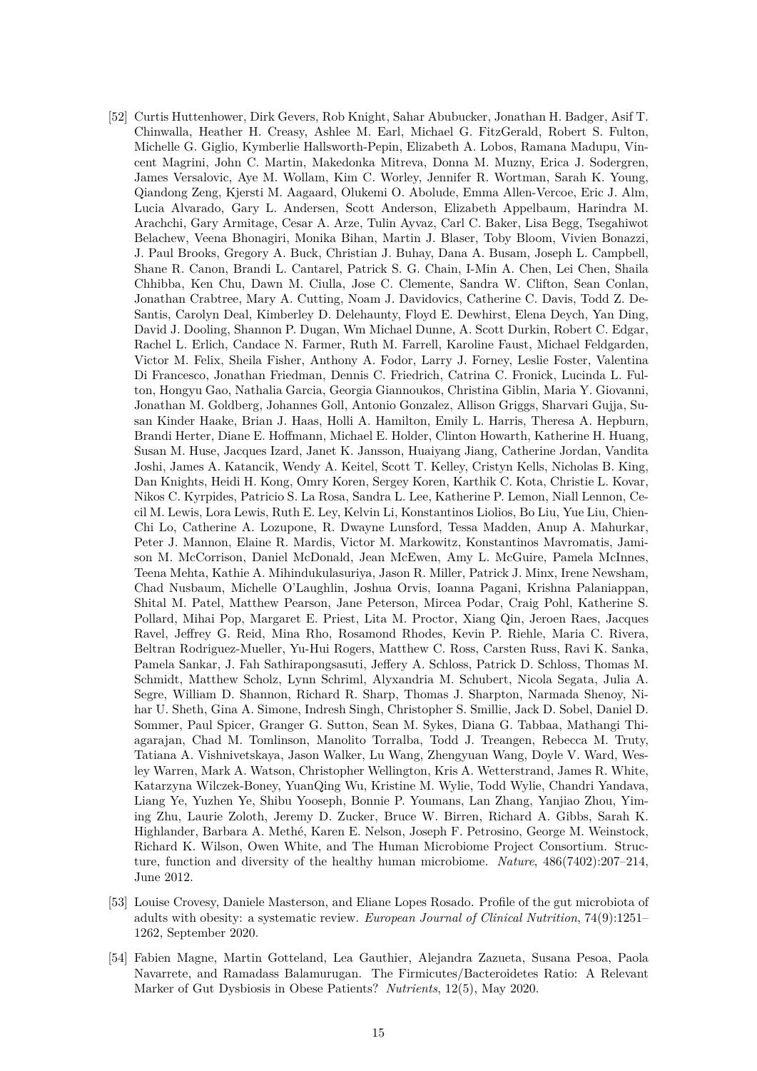[52] Curtis Huttenhower, Dirk Gevers, Rob Knight, Sahar Abubucker, Jonathan H. Badger, Asif T. Chinwalla, Heather H. Creasy, Ashlee M. Earl, Michael G. FitzGerald, Robert S. Fulton, Michelle G. Giglio, Kymberlie Hallsworth-Pepin, Elizabeth A. Lobos, Ramana Madupu, Vincent Magrini, John C. Martin, Makedonka Mitreva, Donna M. Muzny, Erica J. Sodergren, James Versalovic, Aye M. Wollam, Kim C. Worley, Jennifer R. Wortman, Sarah K. Young, Qiandong Zeng, Kjersti M. Aagaard, Olukemi O. Abolude, Emma Allen-Vercoe, Eric J. Alm, Lucia Alvarado, Gary L. Andersen, Scott Anderson, Elizabeth Appelbaum, Harindra M. Arachchi, Gary Armitage, Cesar A. Arze, Tulin Ayvaz, Carl C. Baker, Lisa Begg, Tsegahiwot Belachew, Veena Bhonagiri, Monika Bihan, Martin J. Blaser, Toby Bloom, Vivien Bonazzi, J. Paul Brooks, Gregory A. Buck, Christian J. Buhay, Dana A. Busam, Joseph L. Campbell, Shane R. Canon, Brandi L. Cantarel, Patrick S. G. Chain, I-Min A. Chen, Lei Chen, Shaila Chhibba, Ken Chu, Dawn M. Ciulla, Jose C. Clemente, Sandra W. Clifton, Sean Conlan, Jonathan Crabtree, Mary A. Cutting, Noam J. Davidovics, Catherine C. Davis, Todd Z. DeSantis, Carolyn Deal, Kimberley D. Delehaunty, Floyd E. Dewhirst, Elena Deych, Yan Ding, David J. Dooling, Shannon P. Dugan, Wm Michael Dunne, A. Scott Durkin, Robert C. Edgar, Rachel L. Erlich, Candace N. Farmer, Ruth M. Farrell, Karoline Faust, Michael Feldgarden, Victor M. Felix, Sheila Fisher, Anthony A. Fodor, Larry J. Forney, Leslie Foster, Valentina Di Francesco, Jonathan Friedman, Dennis C. Friedrich, Catrina C. Fronick, Lucinda L. Fulton, Hongyu Gao, Nathalia Garcia, Georgia Giannoukos, Christina Giblin, Maria Y. Giovanni, Jonathan M. Goldberg, Johannes Goll, Antonio Gonzalez, Allison Griggs, Sharvari Gujja, Susan Kinder Haake, Brian J. Haas, Holli A. Hamilton, Emily L. Harris, Theresa A. Hepburn, Brandi Herter, Diane E. Hoffmann, Michael E. Holder, Clinton Howarth, Katherine H. Huang, Susan M. Huse, Jacques Izard, Janet K. Jansson, Huaiyang Jiang, Catherine Jordan, Vandita Joshi, James A. Katancik, Wendy A. Keitel, Scott T. Kelley, Cristyn Kells, Nicholas B. King, Dan Knights, Heidi H. Kong, Omry Koren, Sergey Koren, Karthik C. Kota, Christie L. Kovar, Nikos C. Kyrpides, Patricio S. La Rosa, Sandra L. Lee, Katherine P. Lemon, Niall Lennon, Cecil M. Lewis, Lora Lewis, Ruth E. Ley, Kelvin Li, Konstantinos Liolios, Bo Liu, Yue Liu, Chien-Chi Lo, Catherine A. Lozupone, R. Dwayne Lunsford, Tessa Madden, Anup A. Mahurkar, Peter J. Mannon, Elaine R. Mardis, Victor M. Markowitz, Konstantinos Mavromatis, Jamison M. McCorrison, Daniel McDonald, Jean McEwen, Amy L. McGuire, Pamela McInnes, Teena Mehta, Kathie A. Mihindukulasuriya, Jason R. Miller, Patrick J. Minx, Irene Newsham, Chad Nusbaum, Michelle O'Laughlin, Joshua Orvis, Ioanna Pagani, Krishna Palaniappan, Shital M. Patel, Matthew Pearson, Jane Peterson, Mircea Podar, Craig Pohl, Katherine S. Pollard, Mihai Pop, Margaret E. Priest, Lita M. Proctor, Xiang Qin, Jeroen Raes, Jacques Ravel, Jeffrey G. Reid, Mina Rho, Rosamond Rhodes, Kevin P. Riehle, Maria C. Rivera, Beltran Rodriguez-Mueller, Yu-Hui Rogers, Matthew C. Ross, Carsten Russ, Ravi K. Sanka, Pamela Sankar, J. Fah Sathirapongsasuti, Jeffery A. Schloss, Patrick D. Schloss, Thomas M. Schmidt, Matthew Scholz, Lynn Schriml, Alyxandria M. Schubert, Nicola Segata, Julia A. Segre, William D. Shannon, Richard R. Sharp, Thomas J. Sharpton, Narmada Shenoy, Nihar U. Sheth, Gina A. Simone, Indresh Singh, Christopher S. Smillie, Jack D. Sobel, Daniel D. Sommer, Paul Spicer, Granger G. Sutton, Sean M. Sykes, Diana G. Tabbaa, Mathangi Thiagarajan, Chad M. Tomlinson, Manolito Torralba, Todd J. Treangen, Rebecca M. Truty, Tatiana A. Vishnivetskaya, Jason Walker, Lu Wang, Zhengyuan Wang, Doyle V. Ward, Wesley Warren, Mark A. Watson, Christopher Wellington, Kris A. Wetterstrand, James R. White, Katarzyna Wilczek-Boney, YuanQing Wu, Kristine M. Wylie, Todd Wylie, Chandri Yandava, Liang Ye, Yuzhen Ye, Shibu Yooseph, Bonnie P. Youmans, Lan Zhang, Yanjiao Zhou, Yiming Zhu, Laurie Zoloth, Jeremy D. Zucker, Bruce W. Birren, Richard A. Gibbs, Sarah K. Highlander, Barbara A. Methé, Karen E. Nelson, Joseph F. Petrosino, George M. Weinstock, Richard K. Wilson, Owen White, and The Human Microbiome Project Consortium. Structure, function and diversity of the healthy human microbiome. *Nature*, 486(7402):207–214, June 2012.

[53] Louise Crovesy, Daniele Masterson, and Eliane Lopes Rosado. Profile of the gut microbiota of adults with obesity: a systematic review. *European Journal of Clinical Nutrition*, 74(9):1251–1262, September 2020.

[54] Fabien Magne, Martin Gotteland, Lea Gauthier, Alejandra Zazueta, Susana Pesoa, Paola Navarrete, and Ramadass Balamurugan. The Firmicutes/Bacteroidetes Ratio: A Relevant Marker of Gut Dysbiosis in Obese Patients? *Nutrients*, 12(5), May 2020.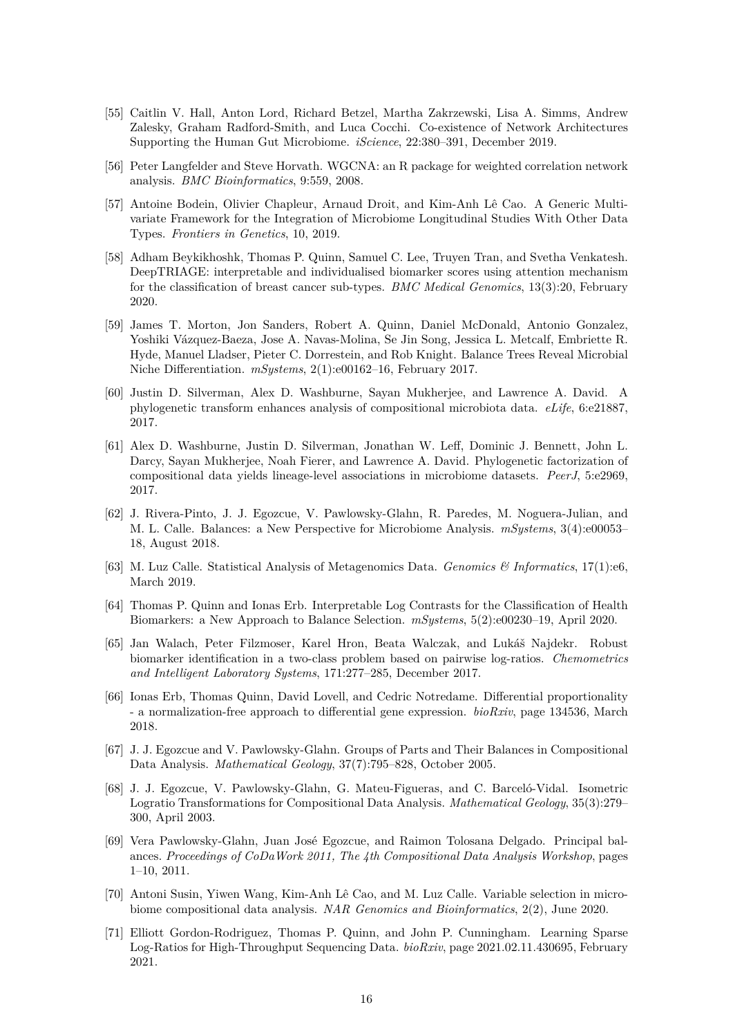[55] Caitlin V. Hall, Anton Lord, Richard Betzel, Martha Zakrzewski, Lisa A. Simms, Andrew Zalesky, Graham Radford-Smith, and Luca Cocchi. Co-existence of Network Architectures Supporting the Human Gut Microbiome. *iScience*, 22:380–391, December 2019.

[56] Peter Langfelder and Steve Horvath. WGCNA: an R package for weighted correlation network analysis. *BMC Bioinformatics*, 9:559, 2008.

[57] Antoine Bodein, Olivier Chapleur, Arnaud Droit, and Kim-Anh Lê Cao. A Generic Multivariate Framework for the Integration of Microbiome Longitudinal Studies With Other Data Types. *Frontiers in Genetics*, 10, 2019.

[58] Adham Beykikhoshk, Thomas P. Quinn, Samuel C. Lee, Truyen Tran, and Svetha Venkatesh. DeepTRIAGE: interpretable and individualised biomarker scores using attention mechanism for the classification of breast cancer sub-types. *BMC Medical Genomics*, 13(3):20, February 2020.

[59] James T. Morton, Jon Sanders, Robert A. Quinn, Daniel McDonald, Antonio Gonzalez, Yoshiki Vázquez-Baeza, Jose A. Navas-Molina, Se Jin Song, Jessica L. Metcalf, Embriette R. Hyde, Manuel Lladser, Pieter C. Dorrestein, and Rob Knight. Balance Trees Reveal Microbial Niche Differentiation. *mSystems*, 2(1):e00162–16, February 2017.

[60] Justin D. Silverman, Alex D. Washburne, Sayan Mukherjee, and Lawrence A. David. A phylogenetic transform enhances analysis of compositional microbiota data. *eLife*, 6:e21887, 2017.

[61] Alex D. Washburne, Justin D. Silverman, Jonathan W. Leff, Dominic J. Bennett, John L. Darcy, Sayan Mukherjee, Noah Fierer, and Lawrence A. David. Phylogenetic factorization of compositional data yields lineage-level associations in microbiome datasets. *PeerJ*, 5:e2969, 2017.

[62] J. Rivera-Pinto, J. J. Egozcue, V. Pawlowsky-Glahn, R. Paredes, M. Noguera-Julian, and M. L. Calle. Balances: a New Perspective for Microbiome Analysis. *mSystems*, 3(4):e00053–18, August 2018.

[63] M. Luz Calle. Statistical Analysis of Metagenomics Data. *Genomics & Informatics*, 17(1):e6, March 2019.

[64] Thomas P. Quinn and Ionas Erb. Interpretable Log Contrasts for the Classification of Health Biomarkers: a New Approach to Balance Selection. *mSystems*, 5(2):e00230–19, April 2020.

[65] Jan Walach, Peter Filzmoser, Karel Hron, Beata Walczak, and Lukáš Najdekr. Robust biomarker identification in a two-class problem based on pairwise log-ratios. *Chemometrics and Intelligent Laboratory Systems*, 171:277–285, December 2017.

[66] Ionas Erb, Thomas Quinn, David Lovell, and Cedric Notredame. Differential proportionality - a normalization-free approach to differential gene expression. *bioRxiv*, page 134536, March 2018.

[67] J. J. Egozcue and V. Pawlowsky-Glahn. Groups of Parts and Their Balances in Compositional Data Analysis. *Mathematical Geology*, 37(7):795–828, October 2005.

[68] J. J. Egozcue, V. Pawlowsky-Glahn, G. Mateu-Figueras, and C. Barceló-Vidal. Isometric Logratio Transformations for Compositional Data Analysis. *Mathematical Geology*, 35(3):279–300, April 2003.

[69] Vera Pawlowsky-Glahn, Juan José Egozcue, and Raimon Tolosana Delgado. Principal balances. *Proceedings of CoDaWork 2011, The 4th Compositional Data Analysis Workshop*, pages 1–10, 2011.

[70] Antoni Susin, Yiwen Wang, Kim-Anh Lê Cao, and M. Luz Calle. Variable selection in microbiome compositional data analysis. *NAR Genomics and Bioinformatics*, 2(2), June 2020.

[71] Elliott Gordon-Rodriguez, Thomas P. Quinn, and John P. Cunningham. Learning Sparse Log-Ratios for High-Throughput Sequencing Data. *bioRxiv*, page 2021.02.11.430695, February 2021.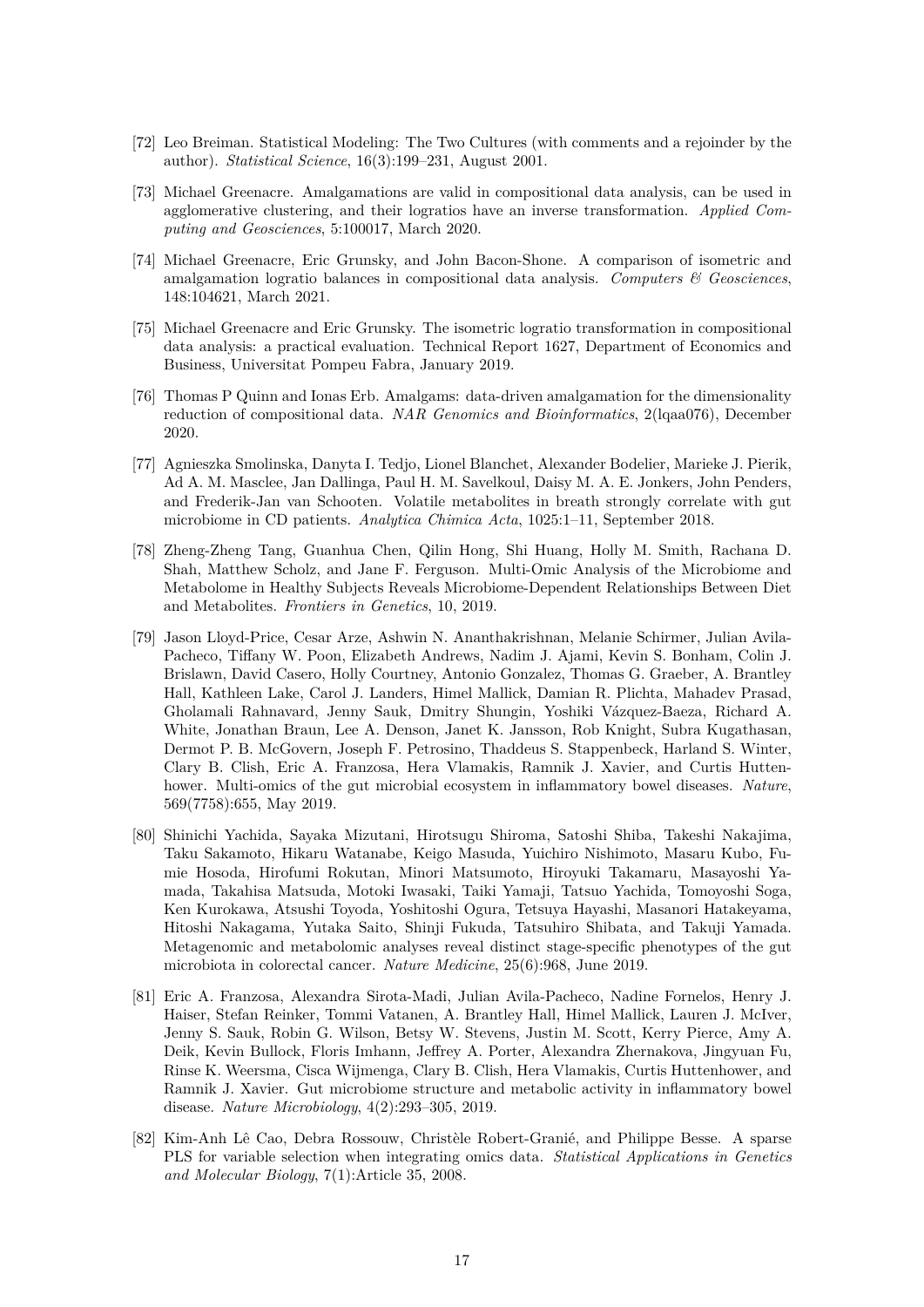[72] Leo Breiman. Statistical Modeling: The Two Cultures (with comments and a rejoinder by the author). *Statistical Science*, 16(3):199–231, August 2001.

[73] Michael Greenacre. Amalgamations are valid in compositional data analysis, can be used in agglomerative clustering, and their logratios have an inverse transformation. *Applied Computing and Geosciences*, 5:100017, March 2020.

[74] Michael Greenacre, Eric Grunsky, and John Bacon-Shone. A comparison of isometric and amalgamation logratio balances in compositional data analysis. *Computers & Geosciences*, 148:104621, March 2021.

[75] Michael Greenacre and Eric Grunsky. The isometric logratio transformation in compositional data analysis: a practical evaluation. Technical Report 1627, Department of Economics and Business, Universitat Pompeu Fabra, January 2019.

[76] Thomas P Quinn and Ionas Erb. Amalgams: data-driven amalgamation for the dimensionality reduction of compositional data. *NAR Genomics and Bioinformatics*, 2(lqaa076), December 2020.

[77] Agnieszka Smolinska, Danyta I. Tedjo, Lionel Blanchet, Alexander Bodelier, Marieke J. Pierik, Ad A. M. Masclee, Jan Dallinga, Paul H. M. Savelkoul, Daisy M. A. E. Jonkers, John Penders, and Frederik-Jan van Schooten. Volatile metabolites in breath strongly correlate with gut microbiome in CD patients. *Analytica Chimica Acta*, 1025:1–11, September 2018.

[78] Zheng-Zheng Tang, Guanhua Chen, Qilin Hong, Shi Huang, Holly M. Smith, Rachana D. Shah, Matthew Scholz, and Jane F. Ferguson. Multi-Omic Analysis of the Microbiome and Metabolome in Healthy Subjects Reveals Microbiome-Dependent Relationships Between Diet and Metabolites. *Frontiers in Genetics*, 10, 2019.

[79] Jason Lloyd-Price, Cesar Arze, Ashwin N. Ananthakrishnan, Melanie Schirmer, Julian Avila-Pacheco, Tiffany W. Poon, Elizabeth Andrews, Nadim J. Ajami, Kevin S. Bonham, Colin J. Brislawn, David Casero, Holly Courtney, Antonio Gonzalez, Thomas G. Graeber, A. Brantley Hall, Kathleen Lake, Carol J. Landers, Himel Mallick, Damian R. Plichta, Mahadev Prasad, Gholamali Rahnavard, Jenny Sauk, Dmitry Shungin, Yoshiki Vázquez-Baeza, Richard A. White, Jonathan Braun, Lee A. Denson, Janet K. Jansson, Rob Knight, Subra Kugathasan, Dermot P. B. McGovern, Joseph F. Petrosino, Thaddeus S. Stappenbeck, Harland S. Winter, Clary B. Clish, Eric A. Franzosa, Hera Vlamakis, Ramnik J. Xavier, and Curtis Huttenhower. Multi-omics of the gut microbial ecosystem in inflammatory bowel diseases. *Nature*, 569(7758):655, May 2019.

[80] Shinichi Yachida, Sayaka Mizutani, Hirotsugu Shiroma, Satoshi Shiba, Takeshi Nakajima, Taku Sakamoto, Hikaru Watanabe, Keigo Masuda, Yuichiro Nishimoto, Masaru Kubo, Fumie Hosoda, Hirofumi Rokutan, Minori Matsumoto, Hiroyuki Takamaru, Masayoshi Yamada, Takahisa Matsuda, Motoki Iwasaki, Taiki Yamaji, Tatsuo Yachida, Tomoyoshi Soga, Ken Kurokawa, Atsushi Toyoda, Yoshitoshi Ogura, Tetsuya Hayashi, Masanori Hatakeyama, Hitoshi Nakagama, Yutaka Saito, Shinji Fukuda, Tatsuhiro Shibata, and Takuji Yamada. Metagenomic and metabolomic analyses reveal distinct stage-specific phenotypes of the gut microbiota in colorectal cancer. *Nature Medicine*, 25(6):968, June 2019.

[81] Eric A. Franzosa, Alexandra Sirota-Madi, Julian Avila-Pacheco, Nadine Fornelos, Henry J. Haiser, Stefan Reinker, Tommi Vatanen, A. Brantley Hall, Himel Mallick, Lauren J. McIver, Jenny S. Sauk, Robin G. Wilson, Betsy W. Stevens, Justin M. Scott, Kerry Pierce, Amy A. Deik, Kevin Bullock, Floris Imhann, Jeffrey A. Porter, Alexandra Zhernakova, Jingyuan Fu, Rinse K. Weersma, Cisca Wijmenga, Clary B. Clish, Hera Vlamakis, Curtis Huttenhower, and Ramnik J. Xavier. Gut microbiome structure and metabolic activity in inflammatory bowel disease. *Nature Microbiology*, 4(2):293–305, 2019.

[82] Kim-Anh Lê Cao, Debra Rossouw, Christèle Robert-Granié, and Philippe Besse. A sparse PLS for variable selection when integrating omics data. *Statistical Applications in Genetics and Molecular Biology*, 7(1):Article 35, 2008.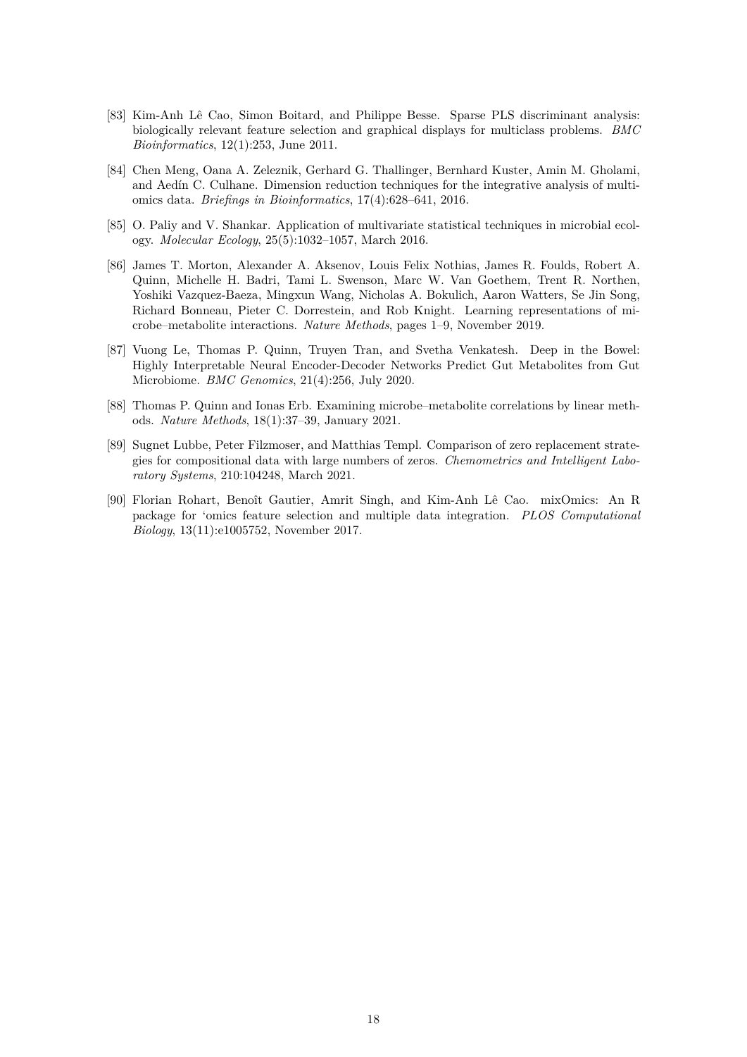[83] Kim-Anh Lê Cao, Simon Boitard, and Philippe Besse. Sparse PLS discriminant analysis: biologically relevant feature selection and graphical displays for multiclass problems. *BMC Bioinformatics*, 12(1):253, June 2011.

[84] Chen Meng, Oana A. Zeleznik, Gerhard G. Thallinger, Bernhard Kuster, Amin M. Gholami, and Aedín C. Culhane. Dimension reduction techniques for the integrative analysis of multi-omics data. *Briefings in Bioinformatics*, 17(4):628–641, 2016.

[85] O. Paliy and V. Shankar. Application of multivariate statistical techniques in microbial ecology. *Molecular Ecology*, 25(5):1032–1057, March 2016.

[86] James T. Morton, Alexander A. Aksenov, Louis Felix Nothias, James R. Foulds, Robert A. Quinn, Michelle H. Badri, Tami L. Swenson, Marc W. Van Goethem, Trent R. Northen, Yoshiki Vazquez-Baeza, Mingxun Wang, Nicholas A. Bokulich, Aaron Watters, Se Jin Song, Richard Bonneau, Pieter C. Dorrestein, and Rob Knight. Learning representations of microbe–metabolite interactions. *Nature Methods*, pages 1–9, November 2019.

[87] Vuong Le, Thomas P. Quinn, Truyen Tran, and Svetha Venkatesh. Deep in the Bowel: Highly Interpretable Neural Encoder-Decoder Networks Predict Gut Metabolites from Gut Microbiome. *BMC Genomics*, 21(4):256, July 2020.

[88] Thomas P. Quinn and Ionas Erb. Examining microbe–metabolite correlations by linear methods. *Nature Methods*, 18(1):37–39, January 2021.

[89] Sugnet Lubbe, Peter Filzmoser, and Matthias Templ. Comparison of zero replacement strategies for compositional data with large numbers of zeros. *Chemometrics and Intelligent Laboratory Systems*, 210:104248, March 2021.

[90] Florian Rohart, Benoît Gautier, Amrit Singh, and Kim-Anh Lê Cao. mixOmics: An R package for 'omics feature selection and multiple data integration. *PLOS Computational Biology*, 13(11):e1005752, November 2017.